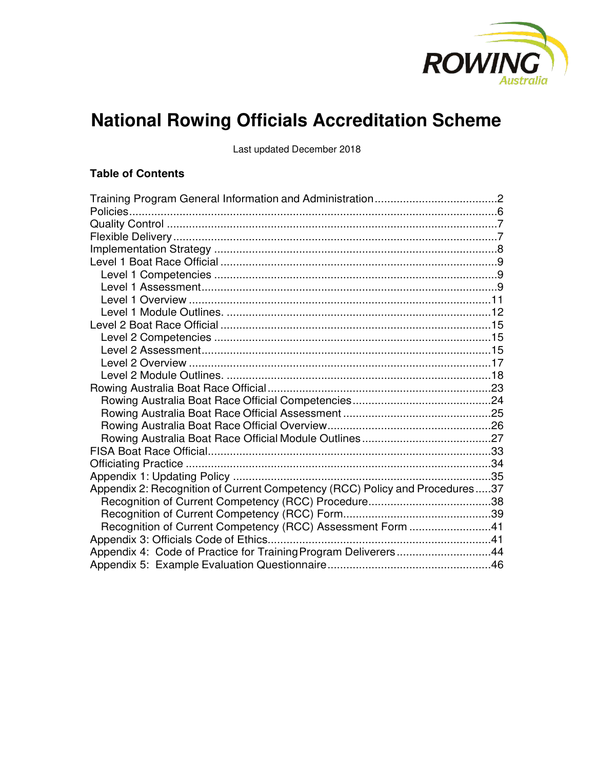# National Rowing Officials Accreditation Scheme

Last updated December 2018

**Table of Contents**

Training Program General Information and Administration.......................................2
Policies.......................................................................................................6
Quality Control ............................................................................................7
Flexible Delivery ..........................................................................................7
Implementation Strategy ..............................................................................8
Level 1 Boat Race Official .............................................................................9
  Level 1 Competencies ................................................................................9
  Level 1 Assessment....................................................................................9
  Level 1 Overview .....................................................................................11
  Level 1 Module Outlines. ...........................................................................12
Level 2 Boat Race Official ...........................................................................15
  Level 2 Competencies ...............................................................................15
  Level 2 Assessment..................................................................................15
  Level 2 Overview .....................................................................................17
  Level 2 Module Outlines. ...........................................................................18
Rowing Australia Boat Race Official ..............................................................23
  Rowing Australia Boat Race Official Competencies ........................................24
  Rowing Australia Boat Race Official Assessment ...........................................25
  Rowing Australia Boat Race Official Overview...............................................26
  Rowing Australia Boat Race Official Module Outlines ......................................27
FISA Boat Race Official................................................................................33
Officiating Practice .....................................................................................34
Appendix 1: Updating Policy .........................................................................35
Appendix 2: Recognition of Current Competency (RCC) Policy and Procedures .....37
  Recognition of Current Competency (RCC) Procedure......................................38
  Recognition of Current Competency (RCC) Form............................................39
  Recognition of Current Competency (RCC) Assessment Form ..........................41
Appendix 3: Officials Code of Ethics...............................................................41
Appendix 4: Code of Practice for Training Program Deliverers ............................44
Appendix 5: Example Evaluation Questionnaire ...............................................46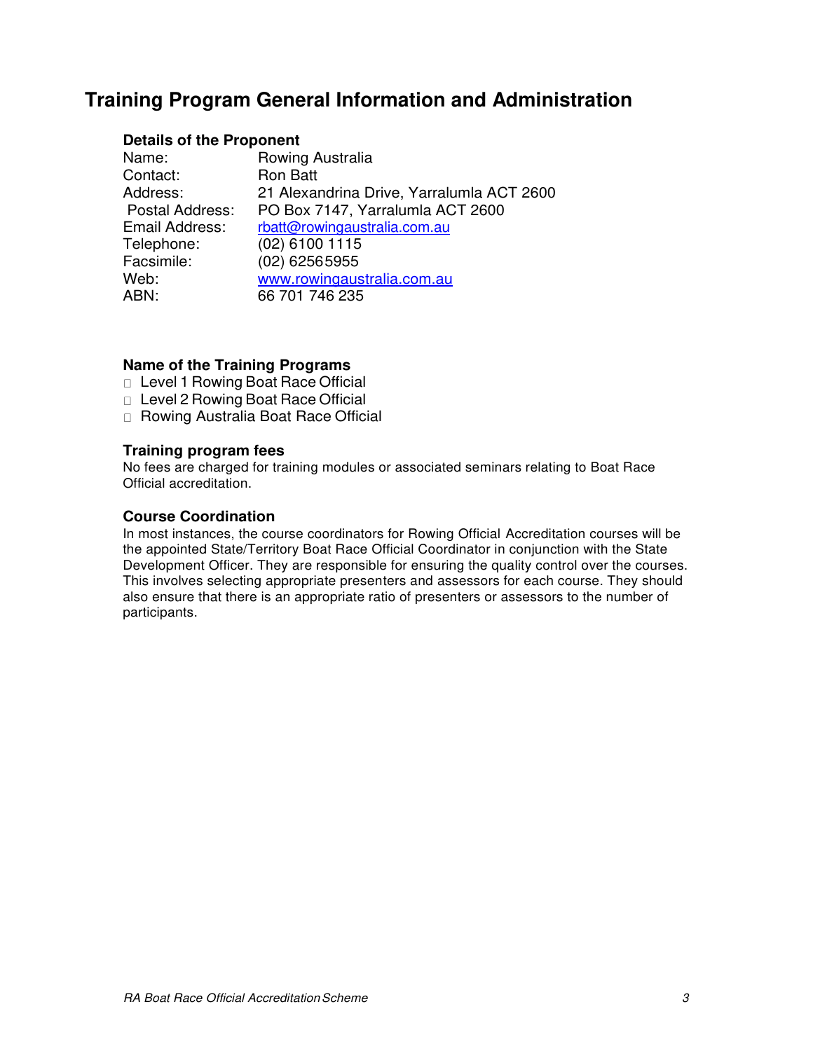# Training Program General Information and Administration

### Details of the Proponent

| | |
|---|---|
| Name: | Rowing Australia |
| Contact: | Ron Batt |
| Address: | 21 Alexandrina Drive, Yarralumla ACT 2600 |
| Postal Address: | PO Box 7147, Yarralumla ACT 2600 |
| Email Address: | rbatt@rowingaustralia.com.au |
| Telephone: | (02) 6100 1115 |
| Facsimile: | (02) 62565955 |
| Web: | www.rowingaustralia.com.au |
| ABN: | 66 701 746 235 |

### Name of the Training Programs

- Level 1 Rowing Boat Race Official
- Level 2 Rowing Boat Race Official
- Rowing Australia Boat Race Official

### Training program fees

No fees are charged for training modules or associated seminars relating to Boat Race Official accreditation.

### Course Coordination

In most instances, the course coordinators for Rowing Official Accreditation courses will be the appointed State/Territory Boat Race Official Coordinator in conjunction with the State Development Officer. They are responsible for ensuring the quality control over the courses. This involves selecting appropriate presenters and assessors for each course. They should also ensure that there is an appropriate ratio of presenters or assessors to the number of participants.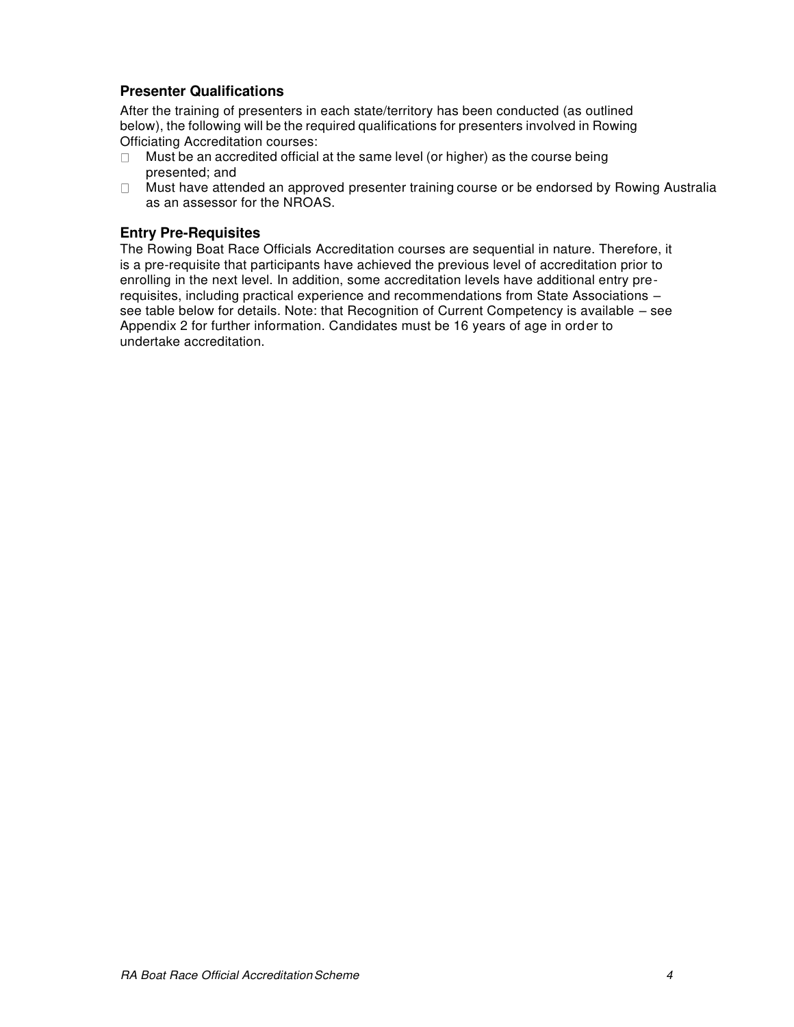### Presenter Qualifications

After the training of presenters in each state/territory has been conducted (as outlined below), the following will be the required qualifications for presenters involved in Rowing Officiating Accreditation courses:

- Must be an accredited official at the same level (or higher) as the course being presented; and
- Must have attended an approved presenter training course or be endorsed by Rowing Australia as an assessor for the NROAS.

### Entry Pre-Requisites

The Rowing Boat Race Officials Accreditation courses are sequential in nature. Therefore, it is a pre-requisite that participants have achieved the previous level of accreditation prior to enrolling in the next level. In addition, some accreditation levels have additional entry pre-requisites, including practical experience and recommendations from State Associations – see table below for details. Note: that Recognition of Current Competency is available – see Appendix 2 for further information. Candidates must be 16 years of age in order to undertake accreditation.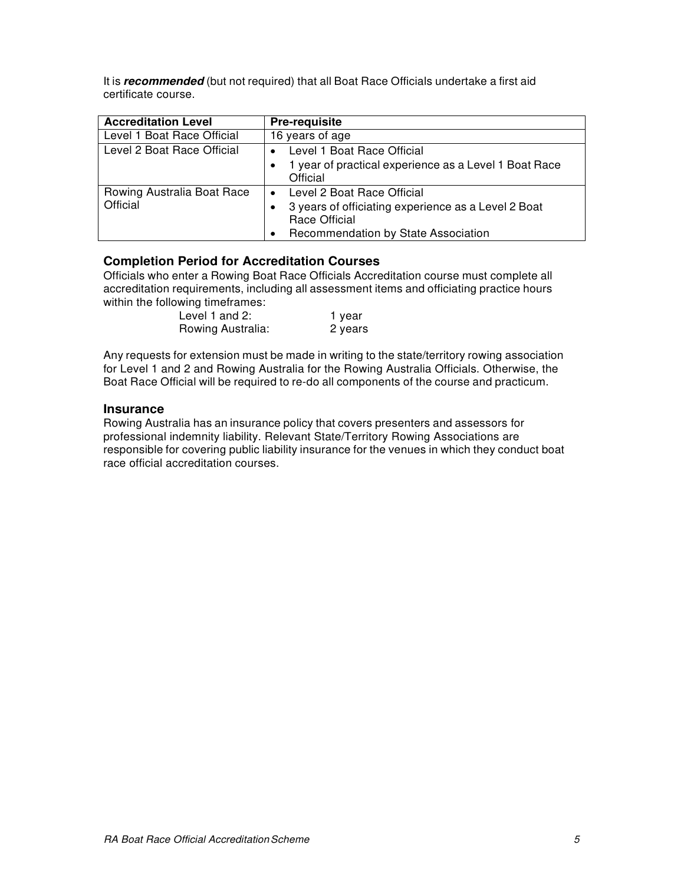It is ***recommended*** (but not required) that all Boat Race Officials undertake a first aid certificate course.

| Accreditation Level | Pre-requisite |
|---|---|
| Level 1 Boat Race Official | 16 years of age |
| Level 2 Boat Race Official | • Level 1 Boat Race Official<br>• 1 year of practical experience as a Level 1 Boat Race Official |
| Rowing Australia Boat Race Official | • Level 2 Boat Race Official<br>• 3 years of officiating experience as a Level 2 Boat Race Official<br>• Recommendation by State Association |

### Completion Period for Accreditation Courses

Officials who enter a Rowing Boat Race Officials Accreditation course must complete all accreditation requirements, including all assessment items and officiating practice hours within the following timeframes:

Level 1 and 2: 1 year
Rowing Australia: 2 years

Any requests for extension must be made in writing to the state/territory rowing association for Level 1 and 2 and Rowing Australia for the Rowing Australia Officials. Otherwise, the Boat Race Official will be required to re-do all components of the course and practicum.

### Insurance

Rowing Australia has an insurance policy that covers presenters and assessors for professional indemnity liability. Relevant State/Territory Rowing Associations are responsible for covering public liability insurance for the venues in which they conduct boat race official accreditation courses.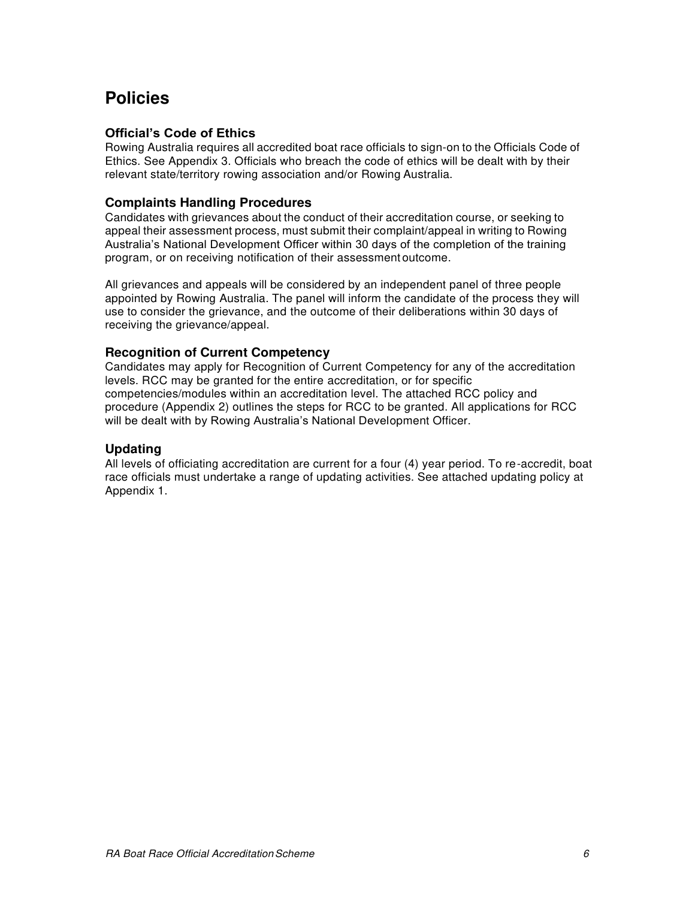# Policies

### Official's Code of Ethics

Rowing Australia requires all accredited boat race officials to sign-on to the Officials Code of Ethics. See Appendix 3. Officials who breach the code of ethics will be dealt with by their relevant state/territory rowing association and/or Rowing Australia.

### Complaints Handling Procedures

Candidates with grievances about the conduct of their accreditation course, or seeking to appeal their assessment process, must submit their complaint/appeal in writing to Rowing Australia's National Development Officer within 30 days of the completion of the training program, or on receiving notification of their assessment outcome.

All grievances and appeals will be considered by an independent panel of three people appointed by Rowing Australia. The panel will inform the candidate of the process they will use to consider the grievance, and the outcome of their deliberations within 30 days of receiving the grievance/appeal.

### Recognition of Current Competency

Candidates may apply for Recognition of Current Competency for any of the accreditation levels. RCC may be granted for the entire accreditation, or for specific competencies/modules within an accreditation level. The attached RCC policy and procedure (Appendix 2) outlines the steps for RCC to be granted. All applications for RCC will be dealt with by Rowing Australia's National Development Officer.

### Updating

All levels of officiating accreditation are current for a four (4) year period. To re-accredit, boat race officials must undertake a range of updating activities. See attached updating policy at Appendix 1.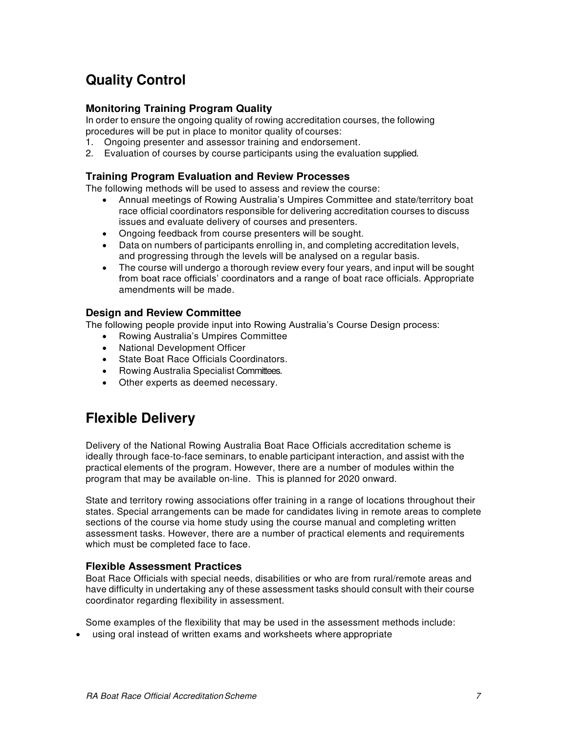# Quality Control

### Monitoring Training Program Quality

In order to ensure the ongoing quality of rowing accreditation courses, the following procedures will be put in place to monitor quality of courses:

1. Ongoing presenter and assessor training and endorsement.
2. Evaluation of courses by course participants using the evaluation supplied.

### Training Program Evaluation and Review Processes

The following methods will be used to assess and review the course:

- Annual meetings of Rowing Australia's Umpires Committee and state/territory boat race official coordinators responsible for delivering accreditation courses to discuss issues and evaluate delivery of courses and presenters.
- Ongoing feedback from course presenters will be sought.
- Data on numbers of participants enrolling in, and completing accreditation levels, and progressing through the levels will be analysed on a regular basis.
- The course will undergo a thorough review every four years, and input will be sought from boat race officials' coordinators and a range of boat race officials. Appropriate amendments will be made.

### Design and Review Committee

The following people provide input into Rowing Australia's Course Design process:

- Rowing Australia's Umpires Committee
- National Development Officer
- State Boat Race Officials Coordinators.
- Rowing Australia Specialist Committees.
- Other experts as deemed necessary.

# Flexible Delivery

Delivery of the National Rowing Australia Boat Race Officials accreditation scheme is ideally through face-to-face seminars, to enable participant interaction, and assist with the practical elements of the program. However, there are a number of modules within the program that may be available on-line. This is planned for 2020 onward.

State and territory rowing associations offer training in a range of locations throughout their states. Special arrangements can be made for candidates living in remote areas to complete sections of the course via home study using the course manual and completing written assessment tasks. However, there are a number of practical elements and requirements which must be completed face to face.

### Flexible Assessment Practices

Boat Race Officials with special needs, disabilities or who are from rural/remote areas and have difficulty in undertaking any of these assessment tasks should consult with their course coordinator regarding flexibility in assessment.

Some examples of the flexibility that may be used in the assessment methods include:

- using oral instead of written exams and worksheets where appropriate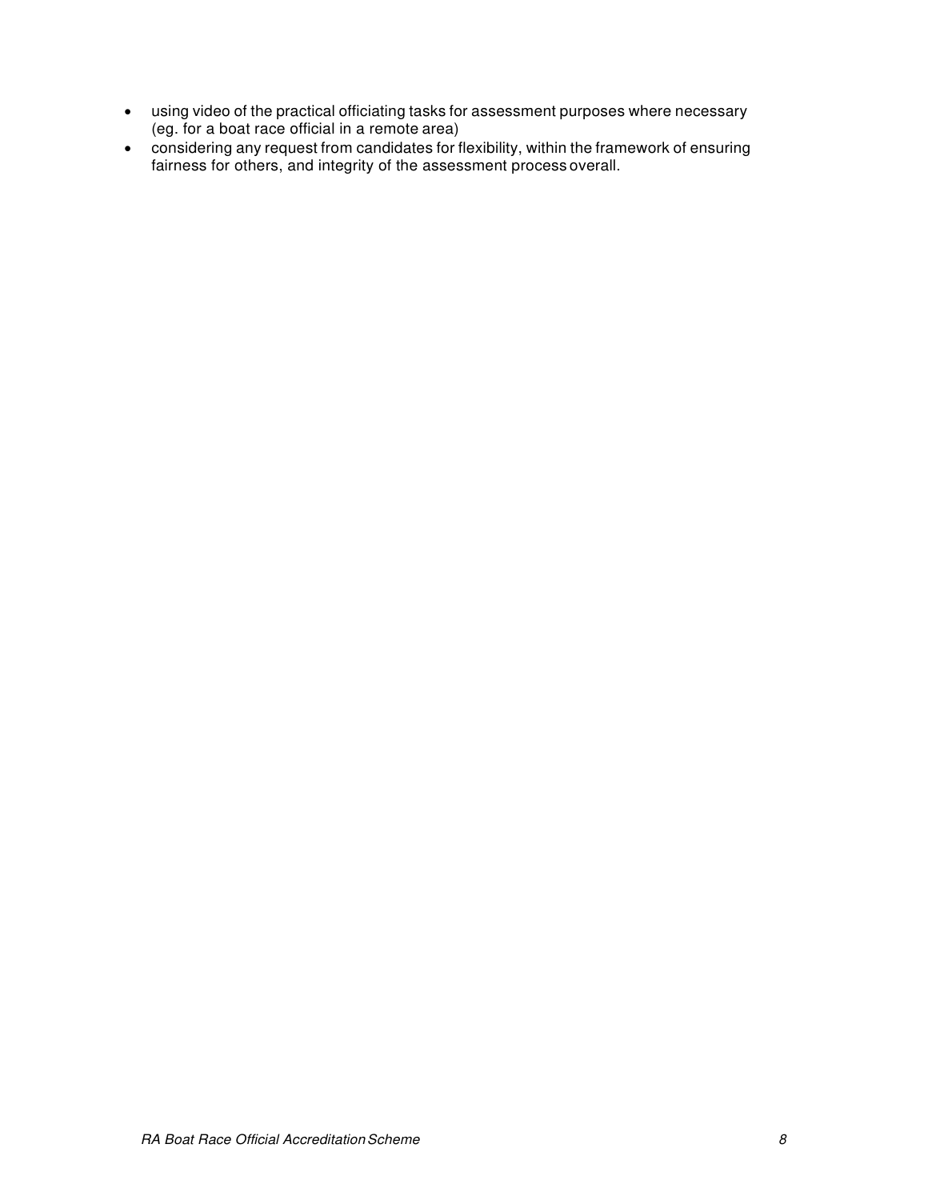- using video of the practical officiating tasks for assessment purposes where necessary (eg. for a boat race official in a remote area)
- considering any request from candidates for flexibility, within the framework of ensuring fairness for others, and integrity of the assessment process overall.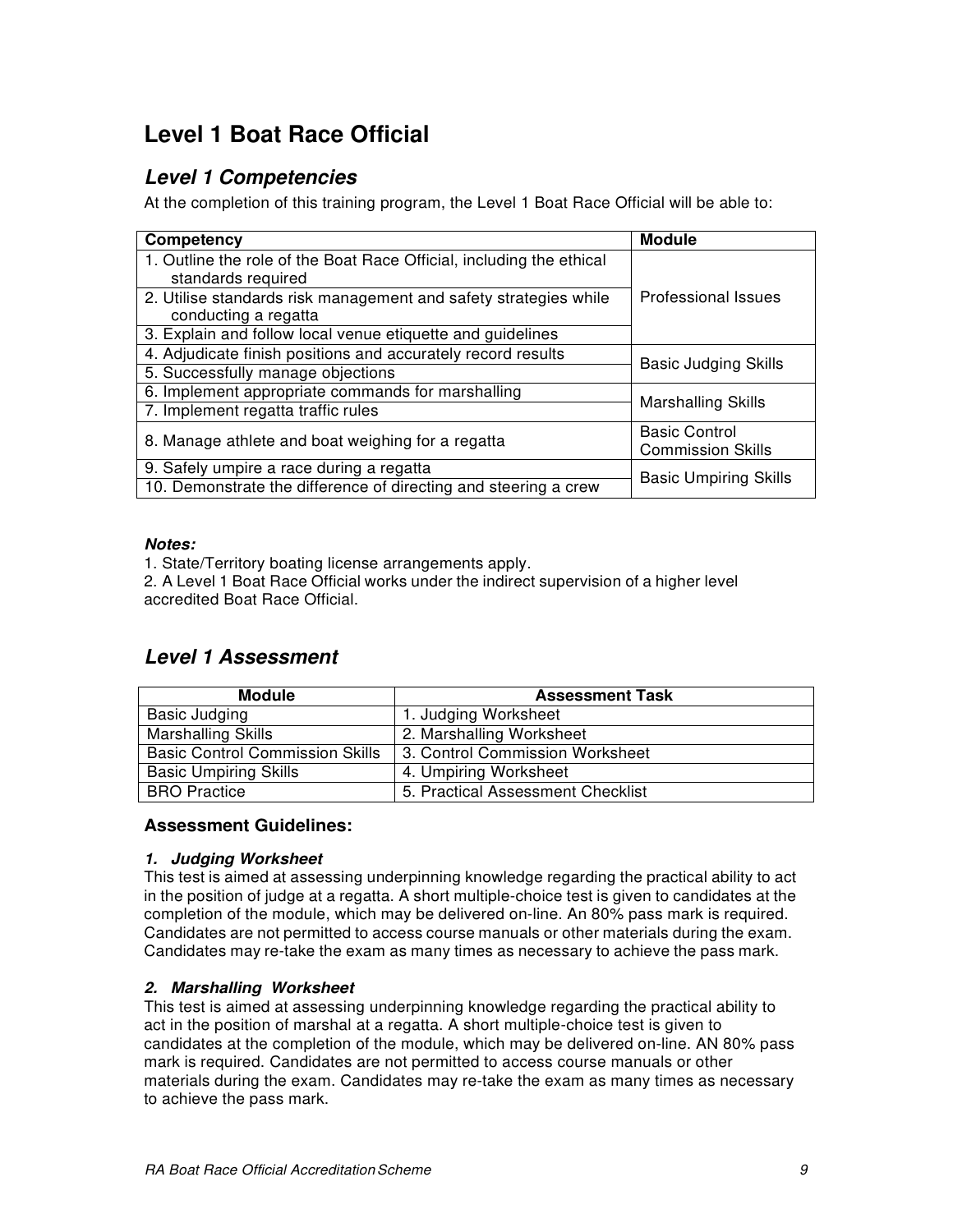# Level 1 Boat Race Official

## *Level 1 Competencies*

At the completion of this training program, the Level 1 Boat Race Official will be able to:

| Competency | Module |
|---|---|
| 1. Outline the role of the Boat Race Official, including the ethical standards required | Professional Issues |
| 2. Utilise standards risk management and safety strategies while conducting a regatta | |
| 3. Explain and follow local venue etiquette and guidelines | |
| 4. Adjudicate finish positions and accurately record results | Basic Judging Skills |
| 5. Successfully manage objections | |
| 6. Implement appropriate commands for marshalling | Marshalling Skills |
| 7. Implement regatta traffic rules | |
| 8. Manage athlete and boat weighing for a regatta | Basic Control Commission Skills |
| 9. Safely umpire a race during a regatta | Basic Umpiring Skills |
| 10. Demonstrate the difference of directing and steering a crew | |

***Notes:***

1. State/Territory boating license arrangements apply.
2. A Level 1 Boat Race Official works under the indirect supervision of a higher level accredited Boat Race Official.

## *Level 1 Assessment*

| Module | Assessment Task |
|---|---|
| Basic Judging | 1. Judging Worksheet |
| Marshalling Skills | 2. Marshalling Worksheet |
| Basic Control Commission Skills | 3. Control Commission Worksheet |
| Basic Umpiring Skills | 4. Umpiring Worksheet |
| BRO Practice | 5. Practical Assessment Checklist |

### Assessment Guidelines:

***1. Judging Worksheet***

This test is aimed at assessing underpinning knowledge regarding the practical ability to act in the position of judge at a regatta. A short multiple-choice test is given to candidates at the completion of the module, which may be delivered on-line. An 80% pass mark is required. Candidates are not permitted to access course manuals or other materials during the exam. Candidates may re-take the exam as many times as necessary to achieve the pass mark.

***2. Marshalling Worksheet***

This test is aimed at assessing underpinning knowledge regarding the practical ability to act in the position of marshal at a regatta. A short multiple-choice test is given to candidates at the completion of the module, which may be delivered on-line. AN 80% pass mark is required. Candidates are not permitted to access course manuals or other materials during the exam. Candidates may re-take the exam as many times as necessary to achieve the pass mark.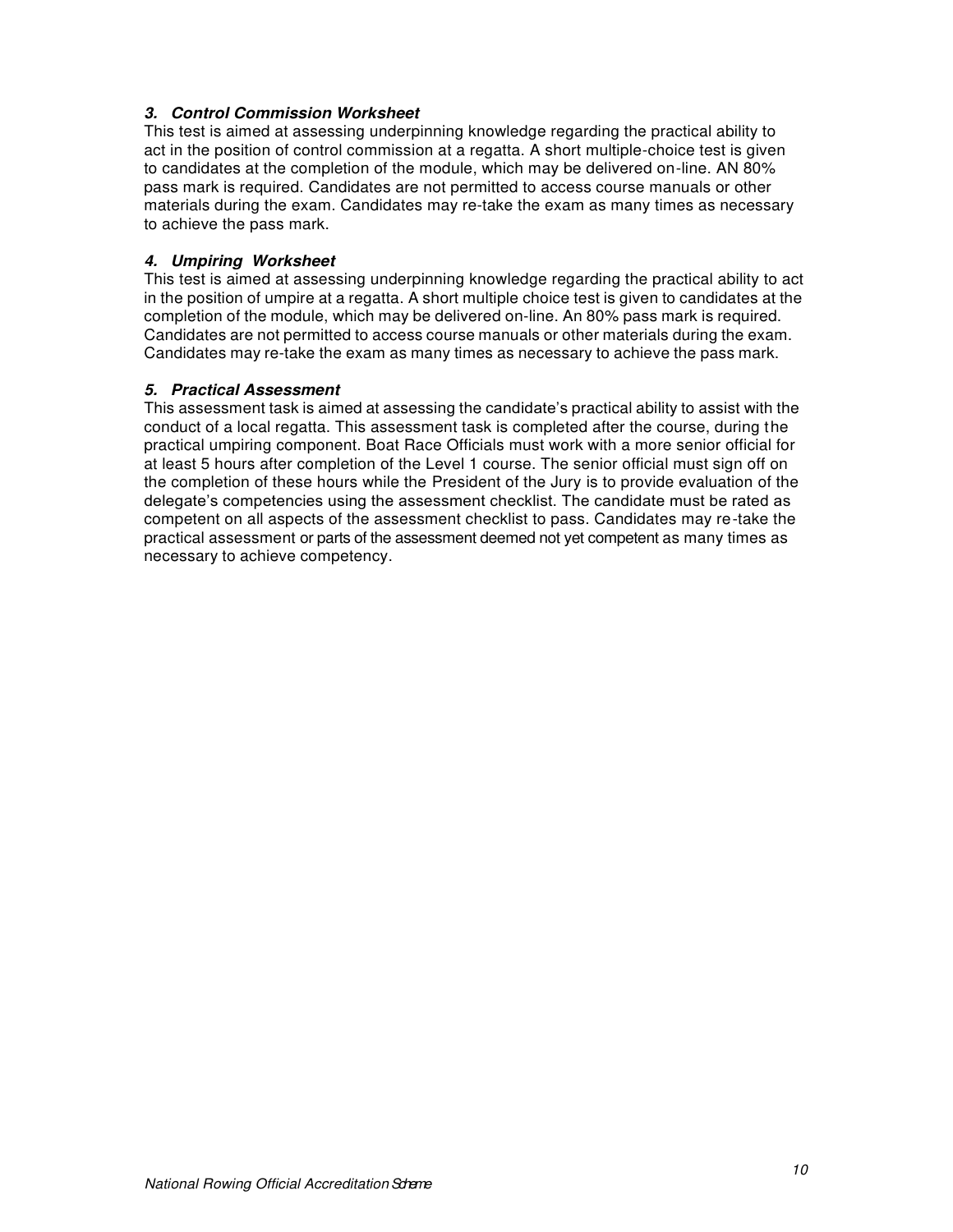### *3. Control Commission Worksheet*

This test is aimed at assessing underpinning knowledge regarding the practical ability to act in the position of control commission at a regatta. A short multiple-choice test is given to candidates at the completion of the module, which may be delivered on-line. AN 80% pass mark is required. Candidates are not permitted to access course manuals or other materials during the exam. Candidates may re-take the exam as many times as necessary to achieve the pass mark.

### *4. Umpiring Worksheet*

This test is aimed at assessing underpinning knowledge regarding the practical ability to act in the position of umpire at a regatta. A short multiple choice test is given to candidates at the completion of the module, which may be delivered on-line. An 80% pass mark is required. Candidates are not permitted to access course manuals or other materials during the exam. Candidates may re-take the exam as many times as necessary to achieve the pass mark.

### *5. Practical Assessment*

This assessment task is aimed at assessing the candidate's practical ability to assist with the conduct of a local regatta. This assessment task is completed after the course, during the practical umpiring component. Boat Race Officials must work with a more senior official for at least 5 hours after completion of the Level 1 course. The senior official must sign off on the completion of these hours while the President of the Jury is to provide evaluation of the delegate's competencies using the assessment checklist. The candidate must be rated as competent on all aspects of the assessment checklist to pass. Candidates may re-take the practical assessment or parts of the assessment deemed not yet competent as many times as necessary to achieve competency.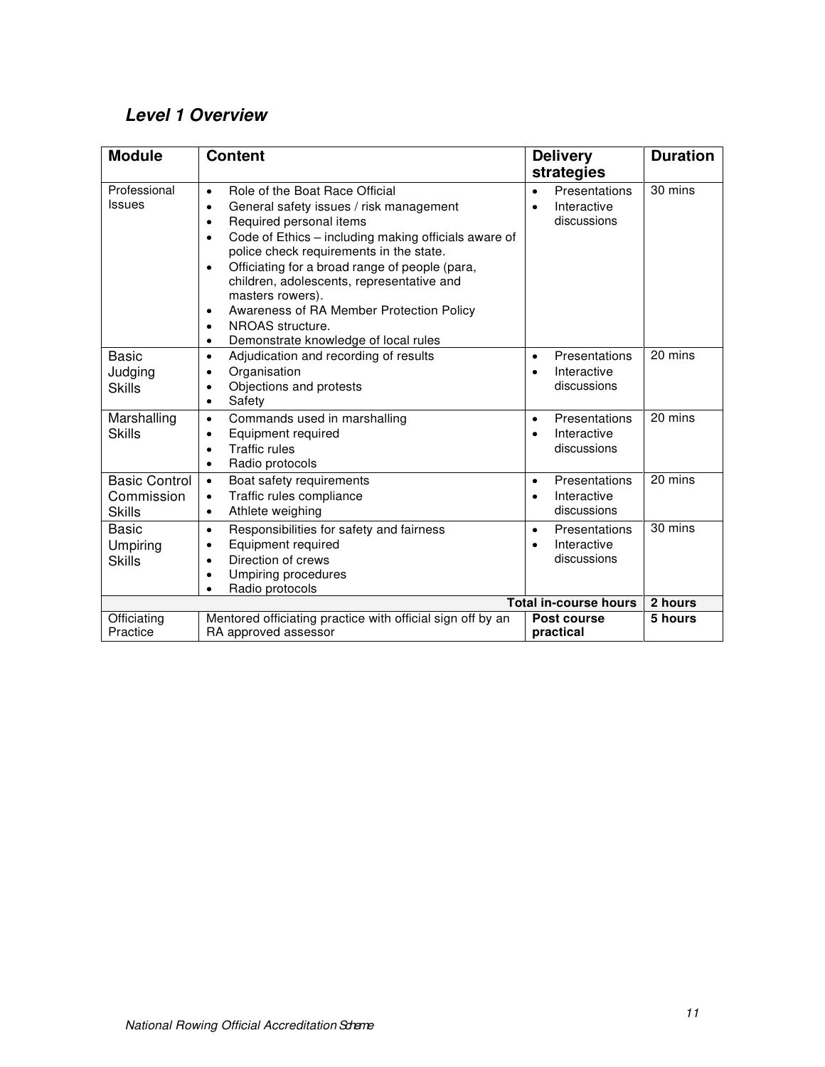## *Level 1 Overview*

| Module | Content | Delivery strategies | Duration |
|---|---|---|---|
| Professional Issues | • Role of the Boat Race Official<br>• General safety issues / risk management<br>• Required personal items<br>• Code of Ethics – including making officials aware of police check requirements in the state.<br>• Officiating for a broad range of people (para, children, adolescents, representative and masters rowers).<br>• Awareness of RA Member Protection Policy<br>• NROAS structure.<br>• Demonstrate knowledge of local rules | • Presentations<br>• Interactive discussions | 30 mins |
| Basic Judging Skills | • Adjudication and recording of results<br>• Organisation<br>• Objections and protests<br>• Safety | • Presentations<br>• Interactive discussions | 20 mins |
| Marshalling Skills | • Commands used in marshalling<br>• Equipment required<br>• Traffic rules<br>• Radio protocols | • Presentations<br>• Interactive discussions | 20 mins |
| Basic Control Commission Skills | • Boat safety requirements<br>• Traffic rules compliance<br>• Athlete weighing | • Presentations<br>• Interactive discussions | 20 mins |
| Basic Umpiring Skills | • Responsibilities for safety and fairness<br>• Equipment required<br>• Direction of crews<br>• Umpiring procedures<br>• Radio protocols | • Presentations<br>• Interactive discussions | 30 mins |
| | | **Total in-course hours** | **2 hours** |
| Officiating Practice | Mentored officiating practice with official sign off by an RA approved assessor | **Post course practical** | **5 hours** |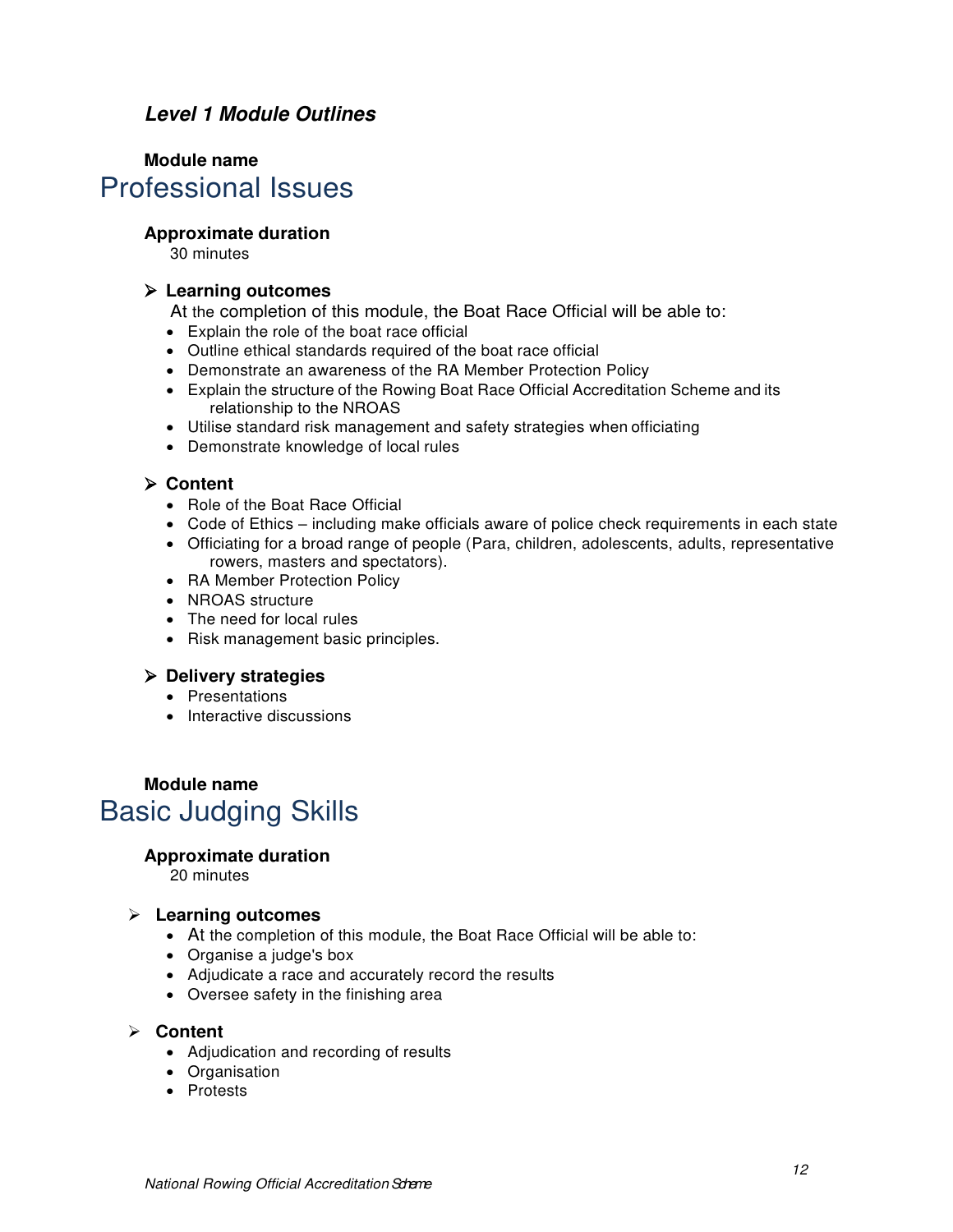### *Level 1 Module Outlines*

**Module name**

## Professional Issues

**Approximate duration**

30 minutes

➢ **Learning outcomes**

At the completion of this module, the Boat Race Official will be able to:

- Explain the role of the boat race official
- Outline ethical standards required of the boat race official
- Demonstrate an awareness of the RA Member Protection Policy
- Explain the structure of the Rowing Boat Race Official Accreditation Scheme and its relationship to the NROAS
- Utilise standard risk management and safety strategies when officiating
- Demonstrate knowledge of local rules

➢ **Content**

- Role of the Boat Race Official
- Code of Ethics – including make officials aware of police check requirements in each state
- Officiating for a broad range of people (Para, children, adolescents, adults, representative rowers, masters and spectators).
- RA Member Protection Policy
- NROAS structure
- The need for local rules
- Risk management basic principles.

➢ **Delivery strategies**

- Presentations
- Interactive discussions

**Module name**

## Basic Judging Skills

**Approximate duration**

20 minutes

➢ **Learning outcomes**

- At the completion of this module, the Boat Race Official will be able to:
- Organise a judge's box
- Adjudicate a race and accurately record the results
- Oversee safety in the finishing area

➢ **Content**

- Adjudication and recording of results
- Organisation
- Protests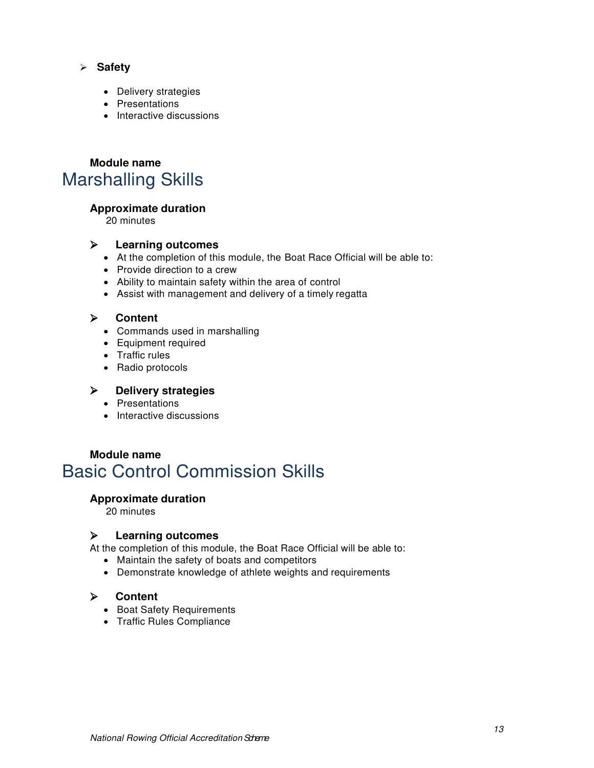- **Safety**

  - Delivery strategies
  - Presentations
  - Interactive discussions

**Module name**

## Marshalling Skills

**Approximate duration**

20 minutes

- **Learning outcomes**
  - At the completion of this module, the Boat Race Official will be able to:
  - Provide direction to a crew
  - Ability to maintain safety within the area of control
  - Assist with management and delivery of a timely regatta

- **Content**
  - Commands used in marshalling
  - Equipment required
  - Traffic rules
  - Radio protocols

- **Delivery strategies**
  - Presentations
  - Interactive discussions

**Module name**

## Basic Control Commission Skills

**Approximate duration**

20 minutes

- **Learning outcomes**

At the completion of this module, the Boat Race Official will be able to:

- Maintain the safety of boats and competitors
- Demonstrate knowledge of athlete weights and requirements

- **Content**
  - Boat Safety Requirements
  - Traffic Rules Compliance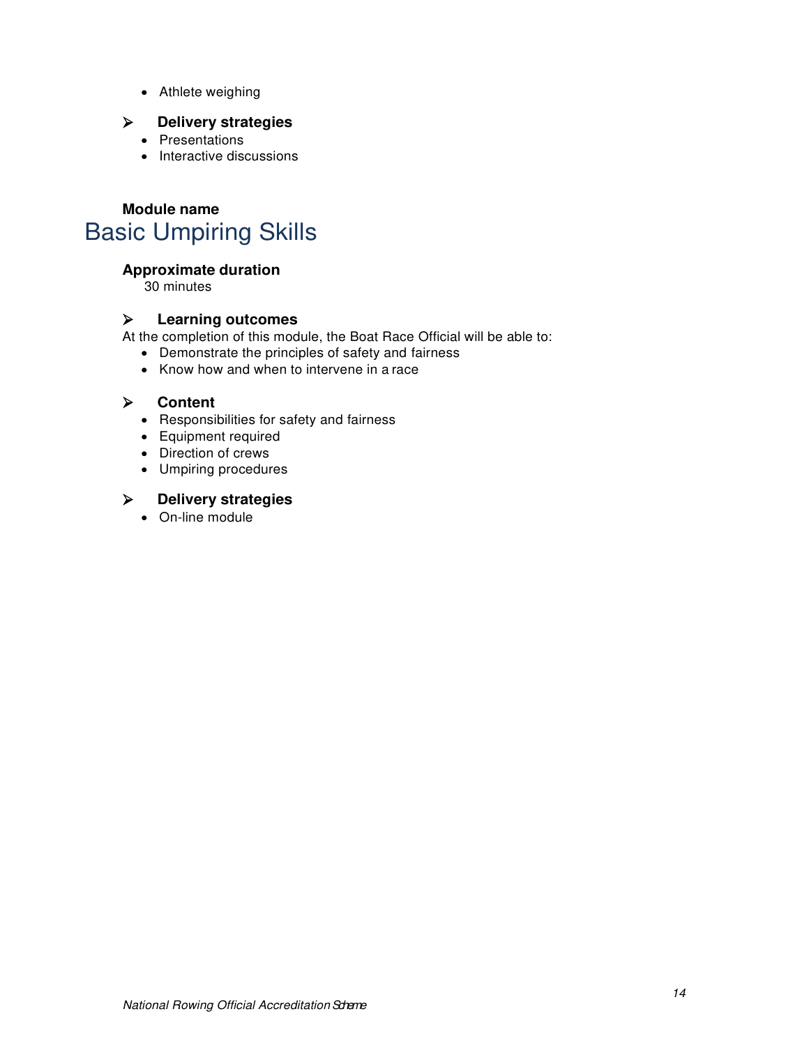- Athlete weighing

### Delivery strategies

- Presentations
- Interactive discussions

**Module name**

# Basic Umpiring Skills

**Approximate duration**

30 minutes

### Learning outcomes

At the completion of this module, the Boat Race Official will be able to:

- Demonstrate the principles of safety and fairness
- Know how and when to intervene in a race

### Content

- Responsibilities for safety and fairness
- Equipment required
- Direction of crews
- Umpiring procedures

### Delivery strategies

- On-line module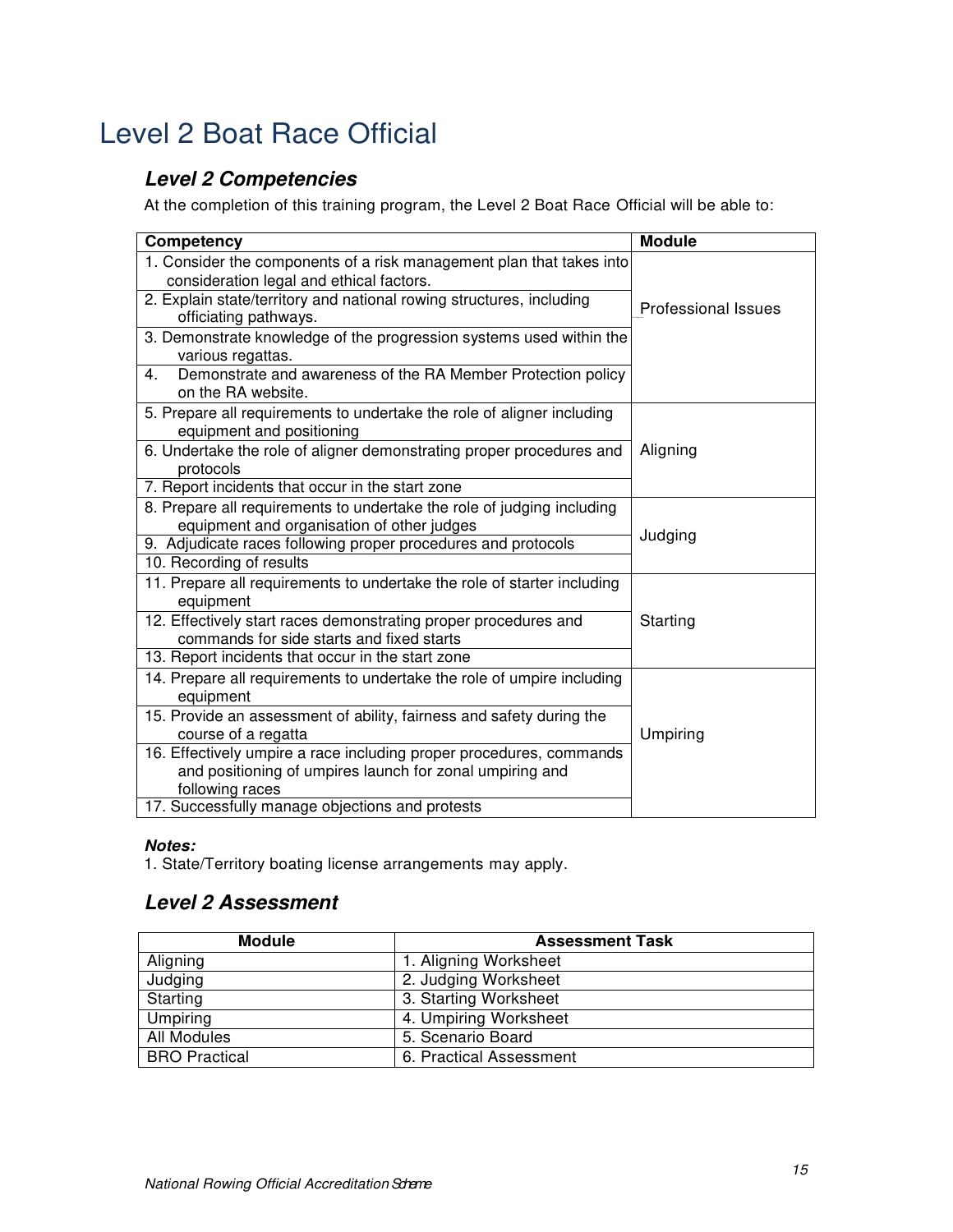# Level 2 Boat Race Official

## *Level 2 Competencies*

At the completion of this training program, the Level 2 Boat Race Official will be able to:

| Competency | Module |
|---|---|
| 1. Consider the components of a risk management plan that takes into consideration legal and ethical factors. | Professional Issues |
| 2. Explain state/territory and national rowing structures, including officiating pathways. | |
| 3. Demonstrate knowledge of the progression systems used within the various regattas. | |
| 4. Demonstrate and awareness of the RA Member Protection policy on the RA website. | |
| 5. Prepare all requirements to undertake the role of aligner including equipment and positioning | Aligning |
| 6. Undertake the role of aligner demonstrating proper procedures and protocols | |
| 7. Report incidents that occur in the start zone | |
| 8. Prepare all requirements to undertake the role of judging including equipment and organisation of other judges | Judging |
| 9. Adjudicate races following proper procedures and protocols | |
| 10. Recording of results | |
| 11. Prepare all requirements to undertake the role of starter including equipment | Starting |
| 12. Effectively start races demonstrating proper procedures and commands for side starts and fixed starts | |
| 13. Report incidents that occur in the start zone | |
| 14. Prepare all requirements to undertake the role of umpire including equipment | Umpiring |
| 15. Provide an assessment of ability, fairness and safety during the course of a regatta | |
| 16. Effectively umpire a race including proper procedures, commands and positioning of umpires launch for zonal umpiring and following races | |
| 17. Successfully manage objections and protests | |

***Notes:***

1. State/Territory boating license arrangements may apply.

## *Level 2 Assessment*

| Module | Assessment Task |
|---|---|
| Aligning | 1. Aligning Worksheet |
| Judging | 2. Judging Worksheet |
| Starting | 3. Starting Worksheet |
| Umpiring | 4. Umpiring Worksheet |
| All Modules | 5. Scenario Board |
| BRO Practical | 6. Practical Assessment |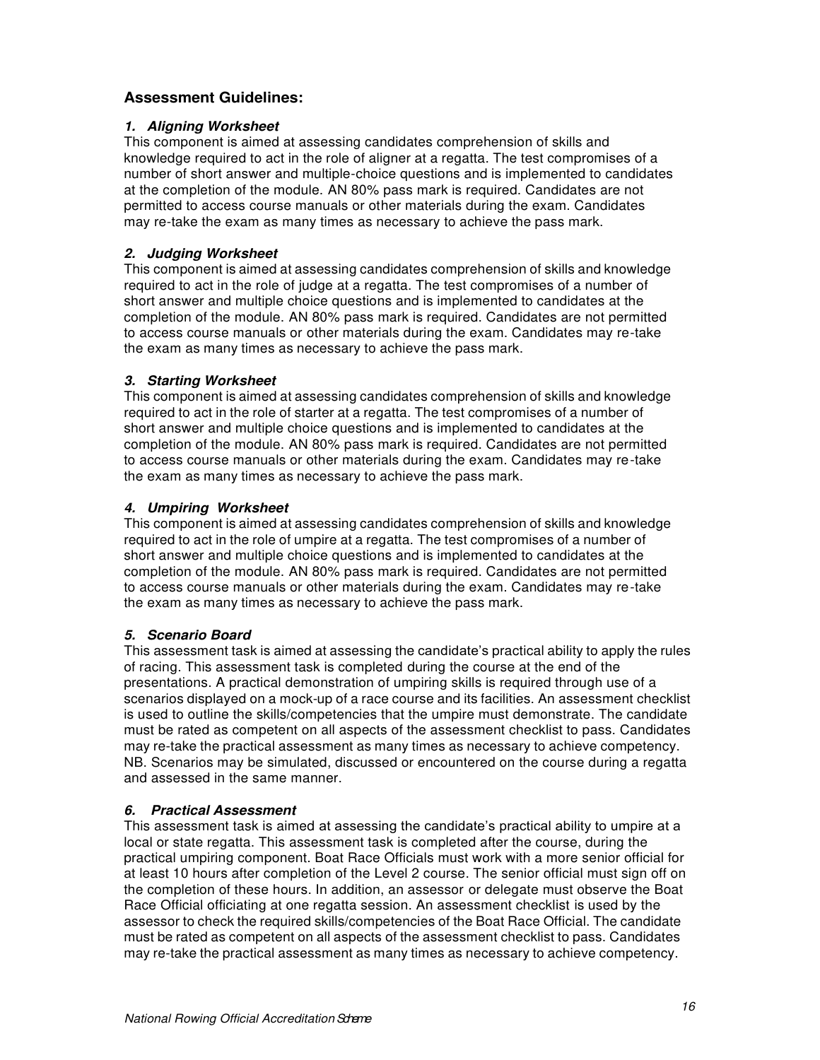## Assessment Guidelines:

### *1. Aligning Worksheet*

This component is aimed at assessing candidates comprehension of skills and knowledge required to act in the role of aligner at a regatta. The test compromises of a number of short answer and multiple-choice questions and is implemented to candidates at the completion of the module. AN 80% pass mark is required. Candidates are not permitted to access course manuals or other materials during the exam. Candidates may re-take the exam as many times as necessary to achieve the pass mark.

### *2. Judging Worksheet*

This component is aimed at assessing candidates comprehension of skills and knowledge required to act in the role of judge at a regatta. The test compromises of a number of short answer and multiple choice questions and is implemented to candidates at the completion of the module. AN 80% pass mark is required. Candidates are not permitted to access course manuals or other materials during the exam. Candidates may re-take the exam as many times as necessary to achieve the pass mark.

### *3. Starting Worksheet*

This component is aimed at assessing candidates comprehension of skills and knowledge required to act in the role of starter at a regatta. The test compromises of a number of short answer and multiple choice questions and is implemented to candidates at the completion of the module. AN 80% pass mark is required. Candidates are not permitted to access course manuals or other materials during the exam. Candidates may re-take the exam as many times as necessary to achieve the pass mark.

### *4. Umpiring Worksheet*

This component is aimed at assessing candidates comprehension of skills and knowledge required to act in the role of umpire at a regatta. The test compromises of a number of short answer and multiple choice questions and is implemented to candidates at the completion of the module. AN 80% pass mark is required. Candidates are not permitted to access course manuals or other materials during the exam. Candidates may re-take the exam as many times as necessary to achieve the pass mark.

### *5. Scenario Board*

This assessment task is aimed at assessing the candidate's practical ability to apply the rules of racing. This assessment task is completed during the course at the end of the presentations. A practical demonstration of umpiring skills is required through use of a scenarios displayed on a mock-up of a race course and its facilities. An assessment checklist is used to outline the skills/competencies that the umpire must demonstrate. The candidate must be rated as competent on all aspects of the assessment checklist to pass. Candidates may re-take the practical assessment as many times as necessary to achieve competency. NB. Scenarios may be simulated, discussed or encountered on the course during a regatta and assessed in the same manner.

### *6. Practical Assessment*

This assessment task is aimed at assessing the candidate's practical ability to umpire at a local or state regatta. This assessment task is completed after the course, during the practical umpiring component. Boat Race Officials must work with a more senior official for at least 10 hours after completion of the Level 2 course. The senior official must sign off on the completion of these hours. In addition, an assessor or delegate must observe the Boat Race Official officiating at one regatta session. An assessment checklist is used by the assessor to check the required skills/competencies of the Boat Race Official. The candidate must be rated as competent on all aspects of the assessment checklist to pass. Candidates may re-take the practical assessment as many times as necessary to achieve competency.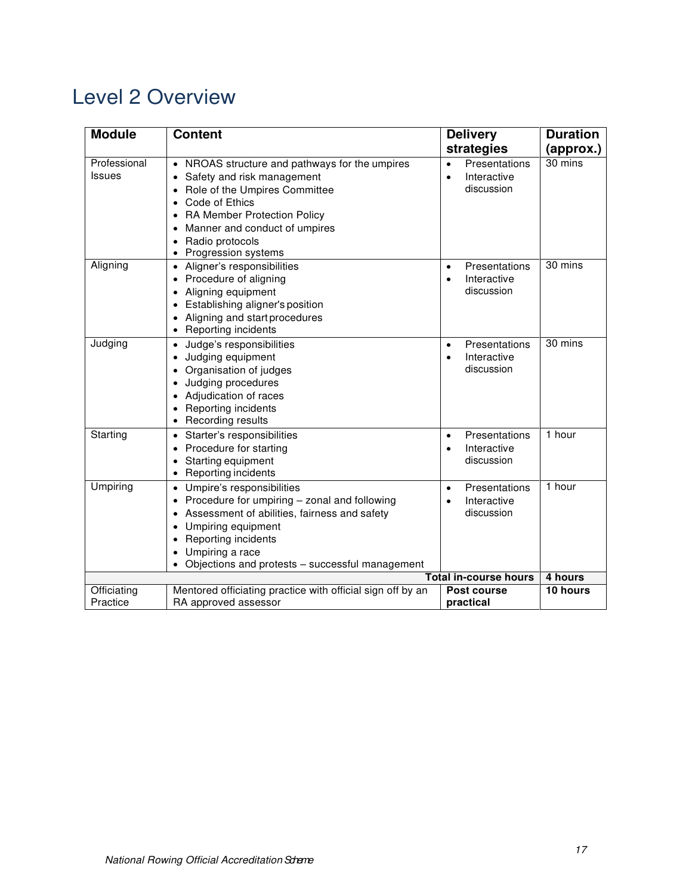# Level 2 Overview

| Module | Content | Delivery strategies | Duration (approx.) |
|---|---|---|---|
| Professional Issues | • NROAS structure and pathways for the umpires<br>• Safety and risk management<br>• Role of the Umpires Committee<br>• Code of Ethics<br>• RA Member Protection Policy<br>• Manner and conduct of umpires<br>• Radio protocols<br>• Progression systems | • Presentations<br>• Interactive discussion | 30 mins |
| Aligning | • Aligner's responsibilities<br>• Procedure of aligning<br>• Aligning equipment<br>• Establishing aligner's position<br>• Aligning and start procedures<br>• Reporting incidents | • Presentations<br>• Interactive discussion | 30 mins |
| Judging | • Judge's responsibilities<br>• Judging equipment<br>• Organisation of judges<br>• Judging procedures<br>• Adjudication of races<br>• Reporting incidents<br>• Recording results | • Presentations<br>• Interactive discussion | 30 mins |
| Starting | • Starter's responsibilities<br>• Procedure for starting<br>• Starting equipment<br>• Reporting incidents | • Presentations<br>• Interactive discussion | 1 hour |
| Umpiring | • Umpire's responsibilities<br>• Procedure for umpiring – zonal and following<br>• Assessment of abilities, fairness and safety<br>• Umpiring equipment<br>• Reporting incidents<br>• Umpiring a race<br>• Objections and protests – successful management | • Presentations<br>• Interactive discussion | 1 hour |
| | | **Total in-course hours** | **4 hours** |
| Officiating Practice | Mentored officiating practice with official sign off by an RA approved assessor | **Post course practical** | **10 hours** |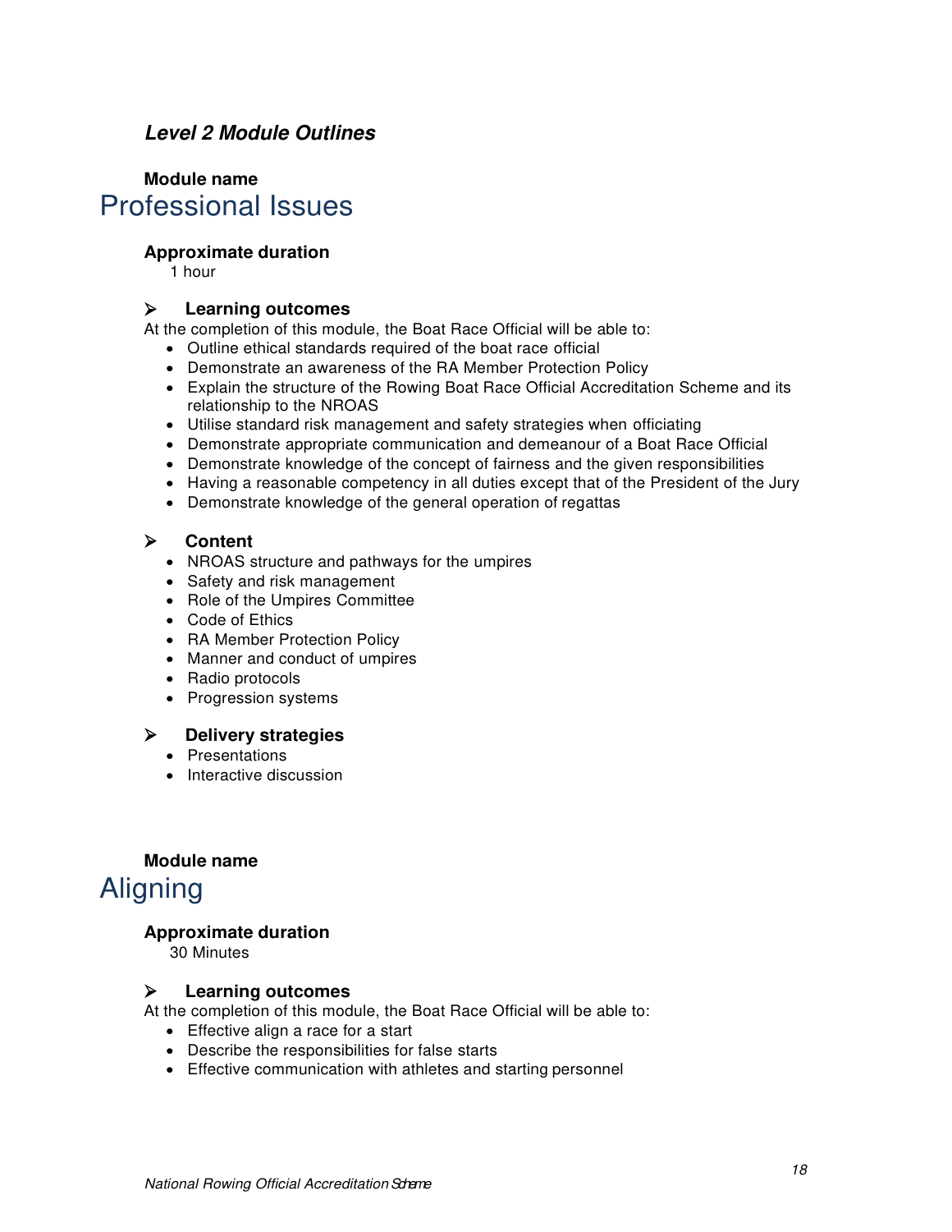### ***Level 2 Module Outlines***

**Module name**

## Professional Issues

**Approximate duration**

1 hour

- **Learning outcomes**

At the completion of this module, the Boat Race Official will be able to:

- Outline ethical standards required of the boat race official
- Demonstrate an awareness of the RA Member Protection Policy
- Explain the structure of the Rowing Boat Race Official Accreditation Scheme and its relationship to the NROAS
- Utilise standard risk management and safety strategies when officiating
- Demonstrate appropriate communication and demeanour of a Boat Race Official
- Demonstrate knowledge of the concept of fairness and the given responsibilities
- Having a reasonable competency in all duties except that of the President of the Jury
- Demonstrate knowledge of the general operation of regattas

- **Content**
  - NROAS structure and pathways for the umpires
  - Safety and risk management
  - Role of the Umpires Committee
  - Code of Ethics
  - RA Member Protection Policy
  - Manner and conduct of umpires
  - Radio protocols
  - Progression systems

- **Delivery strategies**
  - Presentations
  - Interactive discussion

**Module name**

## Aligning

**Approximate duration**

30 Minutes

- **Learning outcomes**

At the completion of this module, the Boat Race Official will be able to:

- Effective align a race for a start
- Describe the responsibilities for false starts
- Effective communication with athletes and starting personnel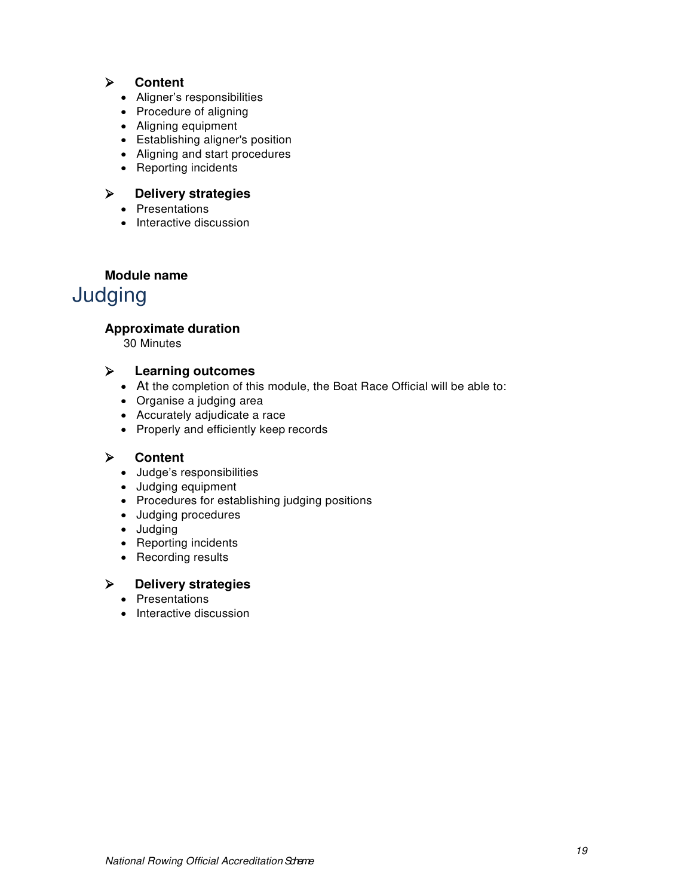- **Content**
  - Aligner’s responsibilities
  - Procedure of aligning
  - Aligning equipment
  - Establishing aligner's position
  - Aligning and start procedures
  - Reporting incidents

- **Delivery strategies**
  - Presentations
  - Interactive discussion

**Module name**

# Judging

**Approximate duration**

30 Minutes

- **Learning outcomes**
  - At the completion of this module, the Boat Race Official will be able to:
  - Organise a judging area
  - Accurately adjudicate a race
  - Properly and efficiently keep records

- **Content**
  - Judge’s responsibilities
  - Judging equipment
  - Procedures for establishing judging positions
  - Judging procedures
  - Judging
  - Reporting incidents
  - Recording results

- **Delivery strategies**
  - Presentations
  - Interactive discussion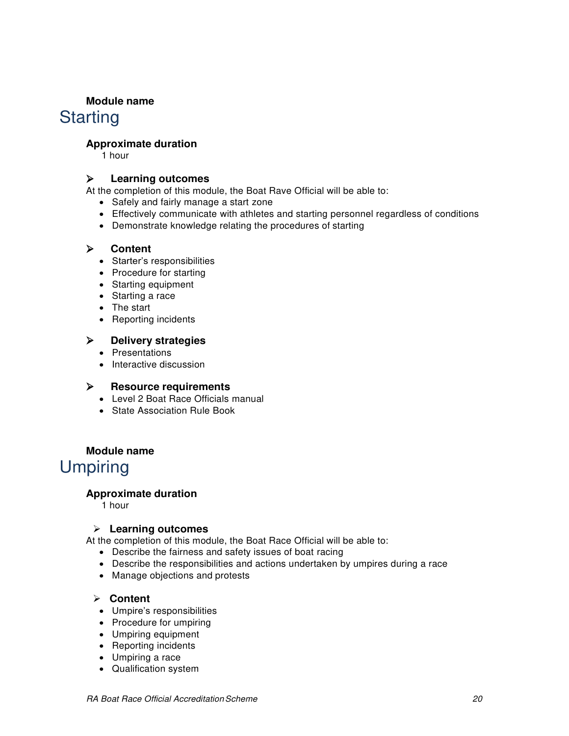**Module name**

# Starting

**Approximate duration**

1 hour

➢ **Learning outcomes**

At the completion of this module, the Boat Rave Official will be able to:

- Safely and fairly manage a start zone
- Effectively communicate with athletes and starting personnel regardless of conditions
- Demonstrate knowledge relating the procedures of starting

➢ **Content**

- Starter's responsibilities
- Procedure for starting
- Starting equipment
- Starting a race
- The start
- Reporting incidents

➢ **Delivery strategies**

- Presentations
- Interactive discussion

➢ **Resource requirements**

- Level 2 Boat Race Officials manual
- State Association Rule Book

**Module name**

# Umpiring

**Approximate duration**

1 hour

➢ **Learning outcomes**

At the completion of this module, the Boat Race Official will be able to:

- Describe the fairness and safety issues of boat racing
- Describe the responsibilities and actions undertaken by umpires during a race
- Manage objections and protests

➢ **Content**

- Umpire's responsibilities
- Procedure for umpiring
- Umpiring equipment
- Reporting incidents
- Umpiring a race
- Qualification system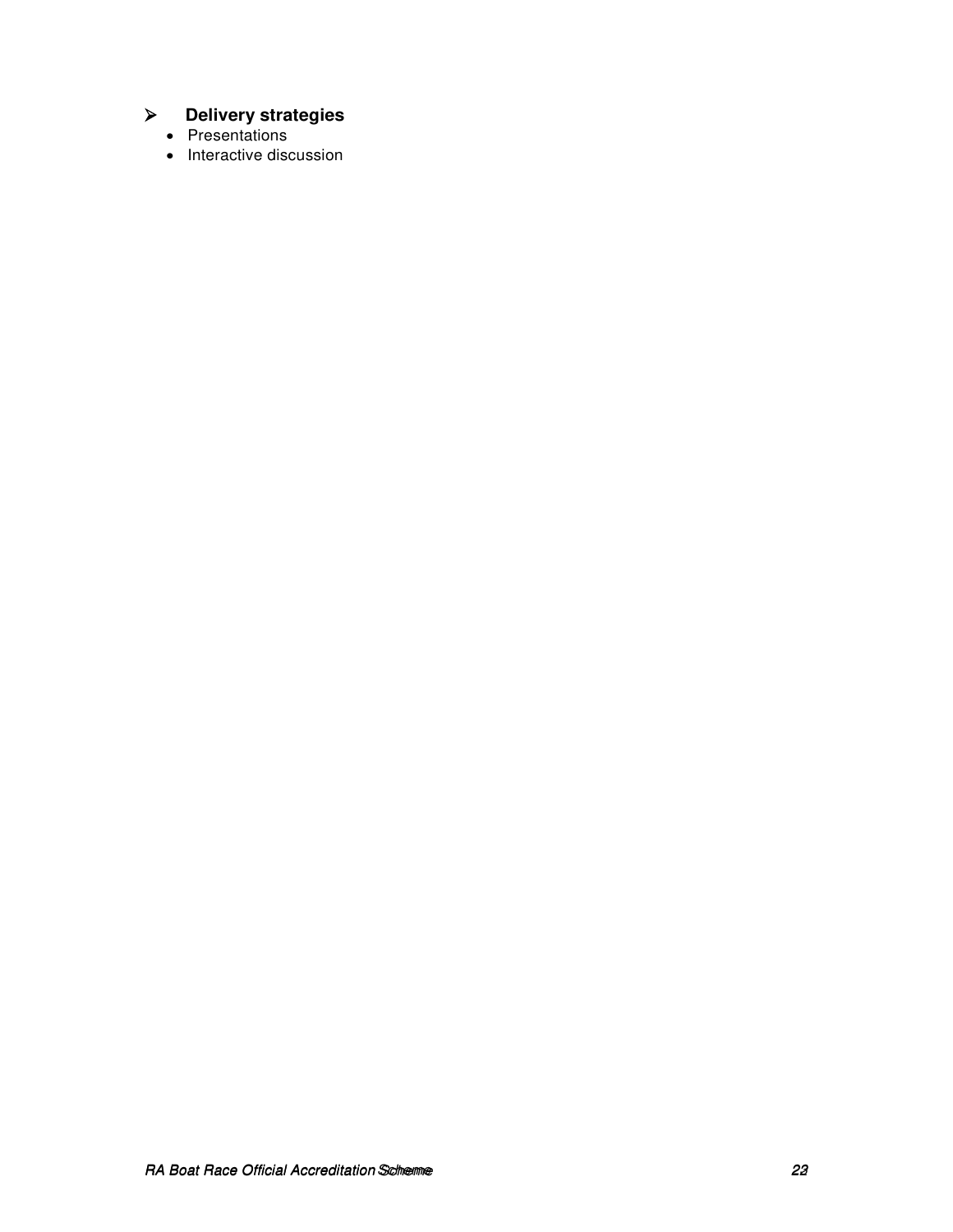- **Delivery strategies**
  - Presentations
  - Interactive discussion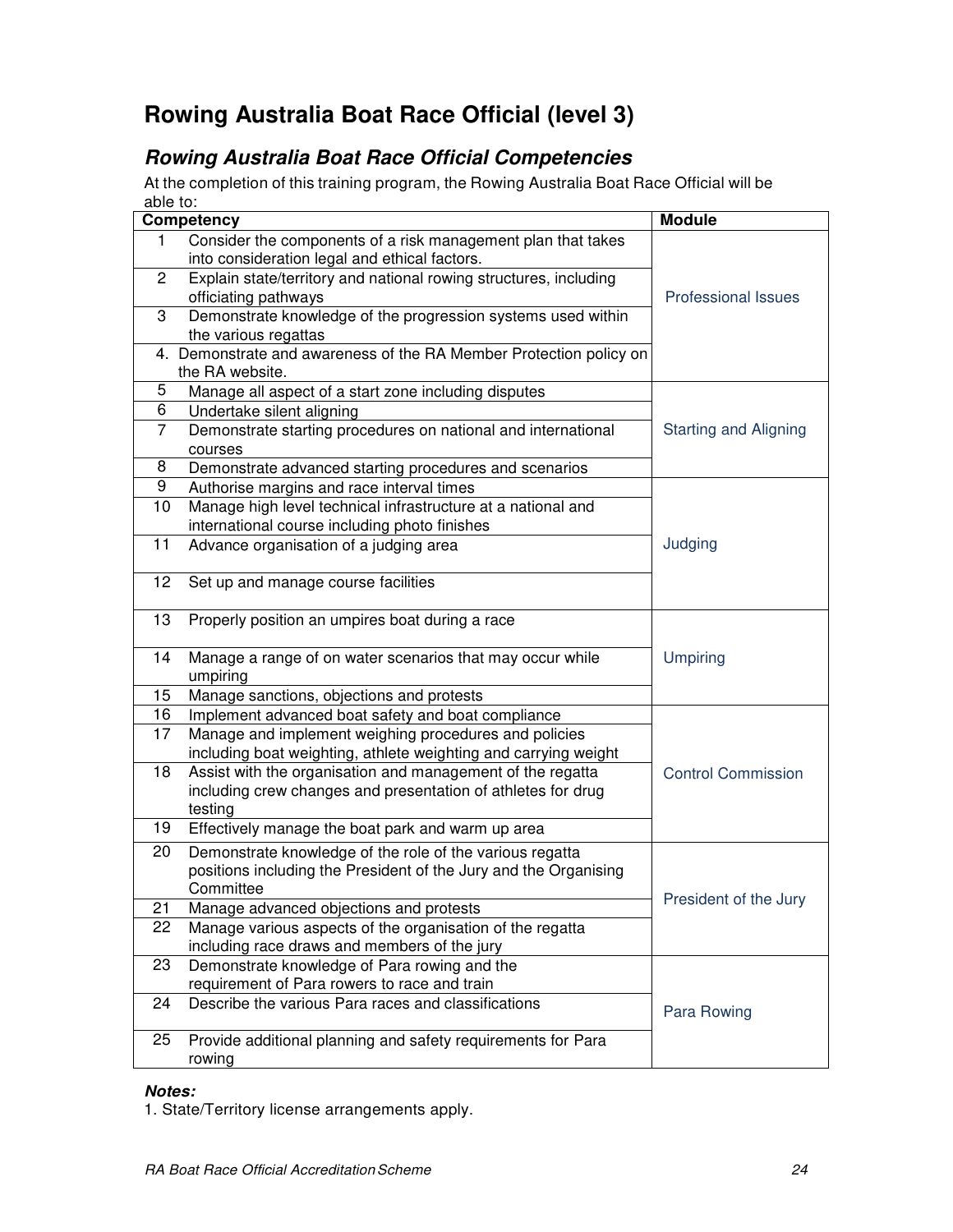# Rowing Australia Boat Race Official (level 3)

## *Rowing Australia Boat Race Official Competencies*

At the completion of this training program, the Rowing Australia Boat Race Official will be able to:

| Competency | | Module |
|---|---|---|
| 1 | Consider the components of a risk management plan that takes into consideration legal and ethical factors. | Professional Issues |
| 2 | Explain state/territory and national rowing structures, including officiating pathways | |
| 3 | Demonstrate knowledge of the progression systems used within the various regattas | |
| 4. | Demonstrate and awareness of the RA Member Protection policy on the RA website. | |
| 5 | Manage all aspect of a start zone including disputes | Starting and Aligning |
| 6 | Undertake silent aligning | |
| 7 | Demonstrate starting procedures on national and international courses | |
| 8 | Demonstrate advanced starting procedures and scenarios | |
| 9 | Authorise margins and race interval times | Judging |
| 10 | Manage high level technical infrastructure at a national and international course including photo finishes | |
| 11 | Advance organisation of a judging area | |
| 12 | Set up and manage course facilities | |
| 13 | Properly position an umpires boat during a race | Umpiring |
| 14 | Manage a range of on water scenarios that may occur while umpiring | |
| 15 | Manage sanctions, objections and protests | |
| 16 | Implement advanced boat safety and boat compliance | Control Commission |
| 17 | Manage and implement weighing procedures and policies including boat weighting, athlete weighting and carrying weight | |
| 18 | Assist with the organisation and management of the regatta including crew changes and presentation of athletes for drug testing | |
| 19 | Effectively manage the boat park and warm up area | |
| 20 | Demonstrate knowledge of the role of the various regatta positions including the President of the Jury and the Organising Committee | President of the Jury |
| 21 | Manage advanced objections and protests | |
| 22 | Manage various aspects of the organisation of the regatta including race draws and members of the jury | |
| 23 | Demonstrate knowledge of Para rowing and the requirement of Para rowers to race and train | Para Rowing |
| 24 | Describe the various Para races and classifications | |
| 25 | Provide additional planning and safety requirements for Para rowing | |

***Notes:***

1. State/Territory license arrangements apply.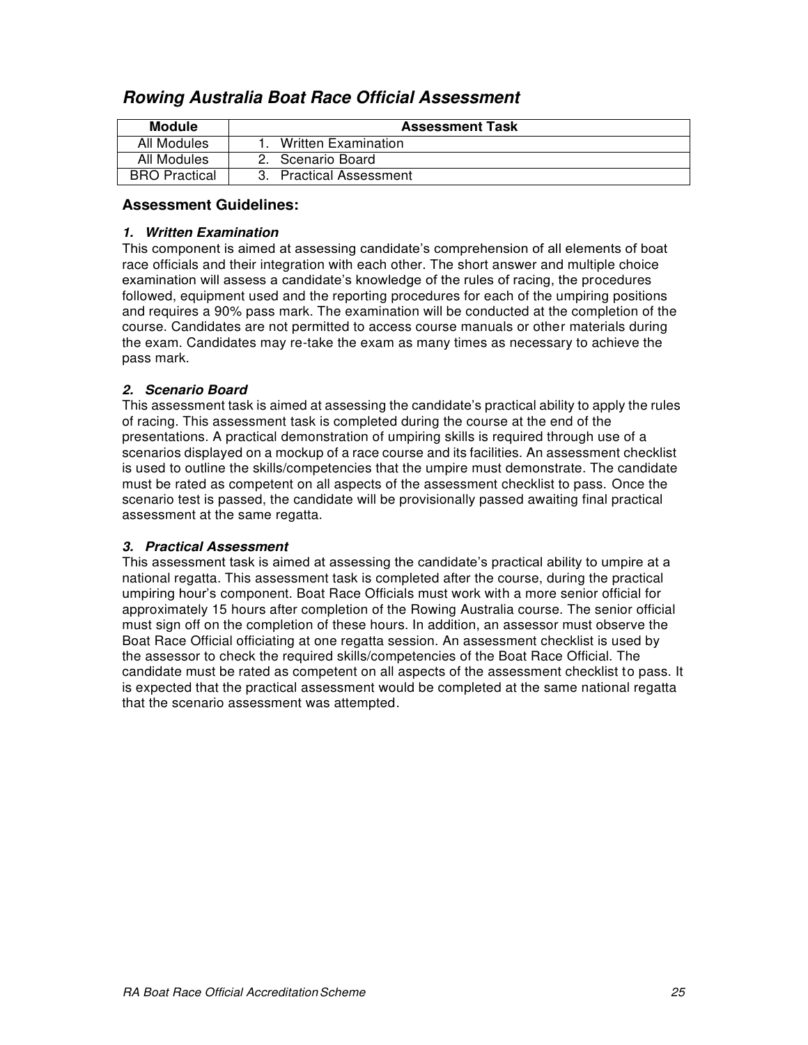## *Rowing Australia Boat Race Official Assessment*

| Module | Assessment Task |
|---|---|
| All Modules | 1. Written Examination |
| All Modules | 2. Scenario Board |
| BRO Practical | 3. Practical Assessment |

### Assessment Guidelines:

#### *1. Written Examination*

This component is aimed at assessing candidate's comprehension of all elements of boat race officials and their integration with each other. The short answer and multiple choice examination will assess a candidate's knowledge of the rules of racing, the procedures followed, equipment used and the reporting procedures for each of the umpiring positions and requires a 90% pass mark. The examination will be conducted at the completion of the course. Candidates are not permitted to access course manuals or other materials during the exam. Candidates may re-take the exam as many times as necessary to achieve the pass mark.

#### *2. Scenario Board*

This assessment task is aimed at assessing the candidate's practical ability to apply the rules of racing. This assessment task is completed during the course at the end of the presentations. A practical demonstration of umpiring skills is required through use of a scenarios displayed on a mockup of a race course and its facilities. An assessment checklist is used to outline the skills/competencies that the umpire must demonstrate. The candidate must be rated as competent on all aspects of the assessment checklist to pass. Once the scenario test is passed, the candidate will be provisionally passed awaiting final practical assessment at the same regatta.

#### *3. Practical Assessment*

This assessment task is aimed at assessing the candidate's practical ability to umpire at a national regatta. This assessment task is completed after the course, during the practical umpiring hour's component. Boat Race Officials must work with a more senior official for approximately 15 hours after completion of the Rowing Australia course. The senior official must sign off on the completion of these hours. In addition, an assessor must observe the Boat Race Official officiating at one regatta session. An assessment checklist is used by the assessor to check the required skills/competencies of the Boat Race Official. The candidate must be rated as competent on all aspects of the assessment checklist to pass. It is expected that the practical assessment would be completed at the same national regatta that the scenario assessment was attempted.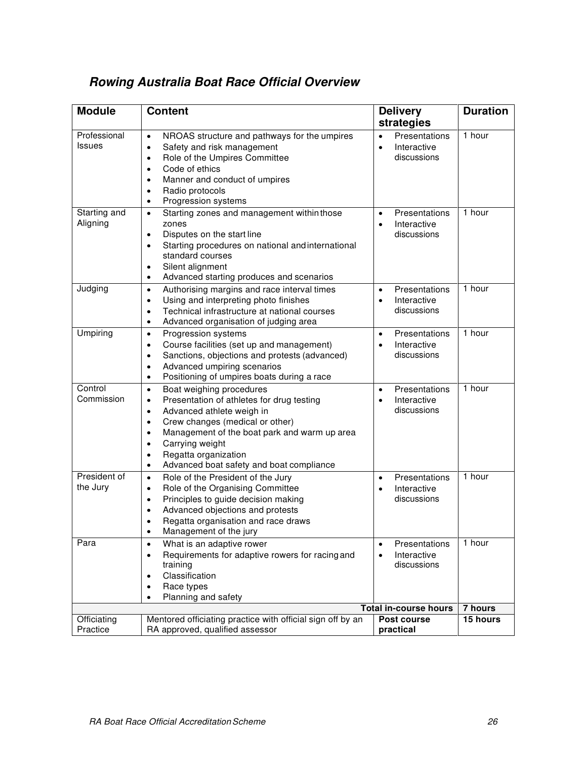## *Rowing Australia Boat Race Official Overview*

| Module | Content | Delivery strategies | Duration |
|---|---|---|---|
| Professional Issues | • NROAS structure and pathways for the umpires<br>• Safety and risk management<br>• Role of the Umpires Committee<br>• Code of ethics<br>• Manner and conduct of umpires<br>• Radio protocols<br>• Progression systems | • Presentations<br>• Interactive discussions | 1 hour |
| Starting and Aligning | • Starting zones and management within those zones<br>• Disputes on the start line<br>• Starting procedures on national and international standard courses<br>• Silent alignment<br>• Advanced starting produces and scenarios | • Presentations<br>• Interactive discussions | 1 hour |
| Judging | • Authorising margins and race interval times<br>• Using and interpreting photo finishes<br>• Technical infrastructure at national courses<br>• Advanced organisation of judging area | • Presentations<br>• Interactive discussions | 1 hour |
| Umpiring | • Progression systems<br>• Course facilities (set up and management)<br>• Sanctions, objections and protests (advanced)<br>• Advanced umpiring scenarios<br>• Positioning of umpires boats during a race | • Presentations<br>• Interactive discussions | 1 hour |
| Control Commission | • Boat weighing procedures<br>• Presentation of athletes for drug testing<br>• Advanced athlete weigh in<br>• Crew changes (medical or other)<br>• Management of the boat park and warm up area<br>• Carrying weight<br>• Regatta organization<br>• Advanced boat safety and boat compliance | • Presentations<br>• Interactive discussions | 1 hour |
| President of the Jury | • Role of the President of the Jury<br>• Role of the Organising Committee<br>• Principles to guide decision making<br>• Advanced objections and protests<br>• Regatta organisation and race draws<br>• Management of the jury | • Presentations<br>• Interactive discussions | 1 hour |
| Para | • What is an adaptive rower<br>• Requirements for adaptive rowers for racing and training<br>• Classification<br>• Race types<br>• Planning and safety | • Presentations<br>• Interactive discussions | 1 hour |
| | | **Total in-course hours** | **7 hours** |
| Officiating Practice | Mentored officiating practice with official sign off by an RA approved, qualified assessor | **Post course practical** | **15 hours** |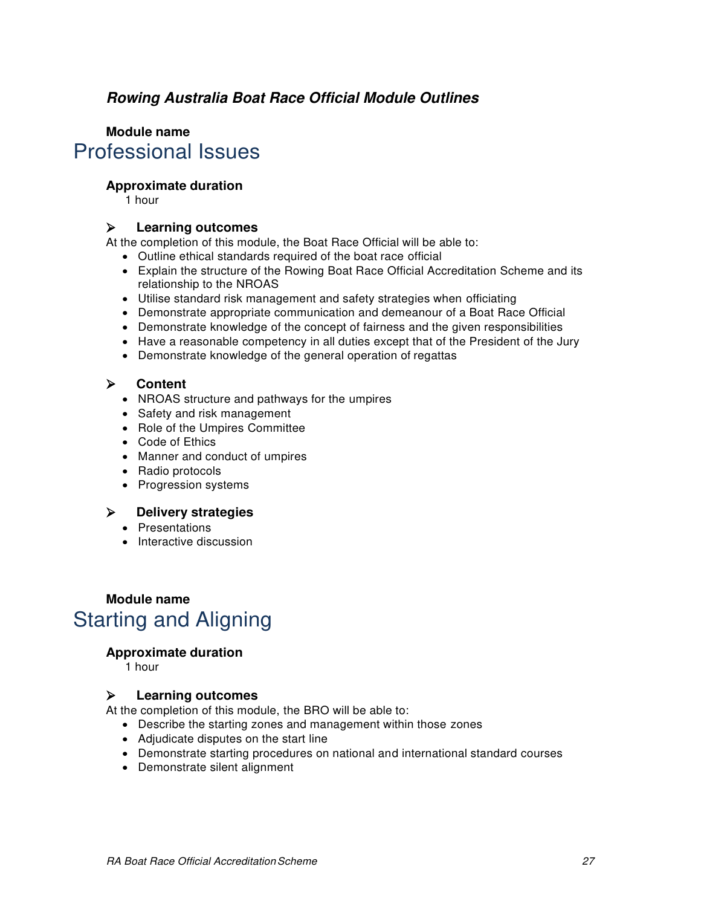***Rowing Australia Boat Race Official Module Outlines***

**Module name**

# Professional Issues

**Approximate duration**

1 hour

### Learning outcomes

At the completion of this module, the Boat Race Official will be able to:

- Outline ethical standards required of the boat race official
- Explain the structure of the Rowing Boat Race Official Accreditation Scheme and its relationship to the NROAS
- Utilise standard risk management and safety strategies when officiating
- Demonstrate appropriate communication and demeanour of a Boat Race Official
- Demonstrate knowledge of the concept of fairness and the given responsibilities
- Have a reasonable competency in all duties except that of the President of the Jury
- Demonstrate knowledge of the general operation of regattas

### Content

- NROAS structure and pathways for the umpires
- Safety and risk management
- Role of the Umpires Committee
- Code of Ethics
- Manner and conduct of umpires
- Radio protocols
- Progression systems

### Delivery strategies

- Presentations
- Interactive discussion

**Module name**

# Starting and Aligning

**Approximate duration**

1 hour

### Learning outcomes

At the completion of this module, the BRO will be able to:

- Describe the starting zones and management within those zones
- Adjudicate disputes on the start line
- Demonstrate starting procedures on national and international standard courses
- Demonstrate silent alignment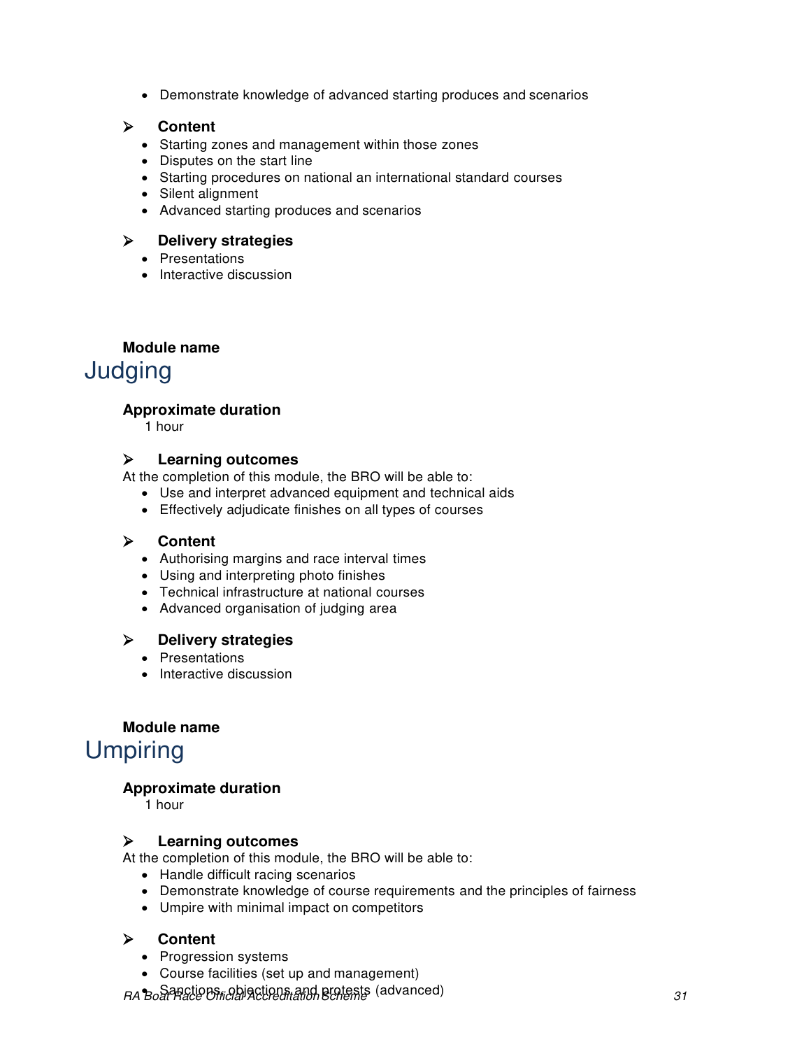- Demonstrate knowledge of advanced starting produces and scenarios

➢ **Content**
- Starting zones and management within those zones
- Disputes on the start line
- Starting procedures on national an international standard courses
- Silent alignment
- Advanced starting produces and scenarios

➢ **Delivery strategies**
- Presentations
- Interactive discussion

**Module name**

# Judging

**Approximate duration**

1 hour

➢ **Learning outcomes**

At the completion of this module, the BRO will be able to:
- Use and interpret advanced equipment and technical aids
- Effectively adjudicate finishes on all types of courses

➢ **Content**
- Authorising margins and race interval times
- Using and interpreting photo finishes
- Technical infrastructure at national courses
- Advanced organisation of judging area

➢ **Delivery strategies**
- Presentations
- Interactive discussion

**Module name**

# Umpiring

**Approximate duration**

1 hour

➢ **Learning outcomes**

At the completion of this module, the BRO will be able to:
- Handle difficult racing scenarios
- Demonstrate knowledge of course requirements and the principles of fairness
- Umpire with minimal impact on competitors

➢ **Content**
- Progression systems
- Course facilities (set up and management)
- Sanctions, objections and protests (advanced)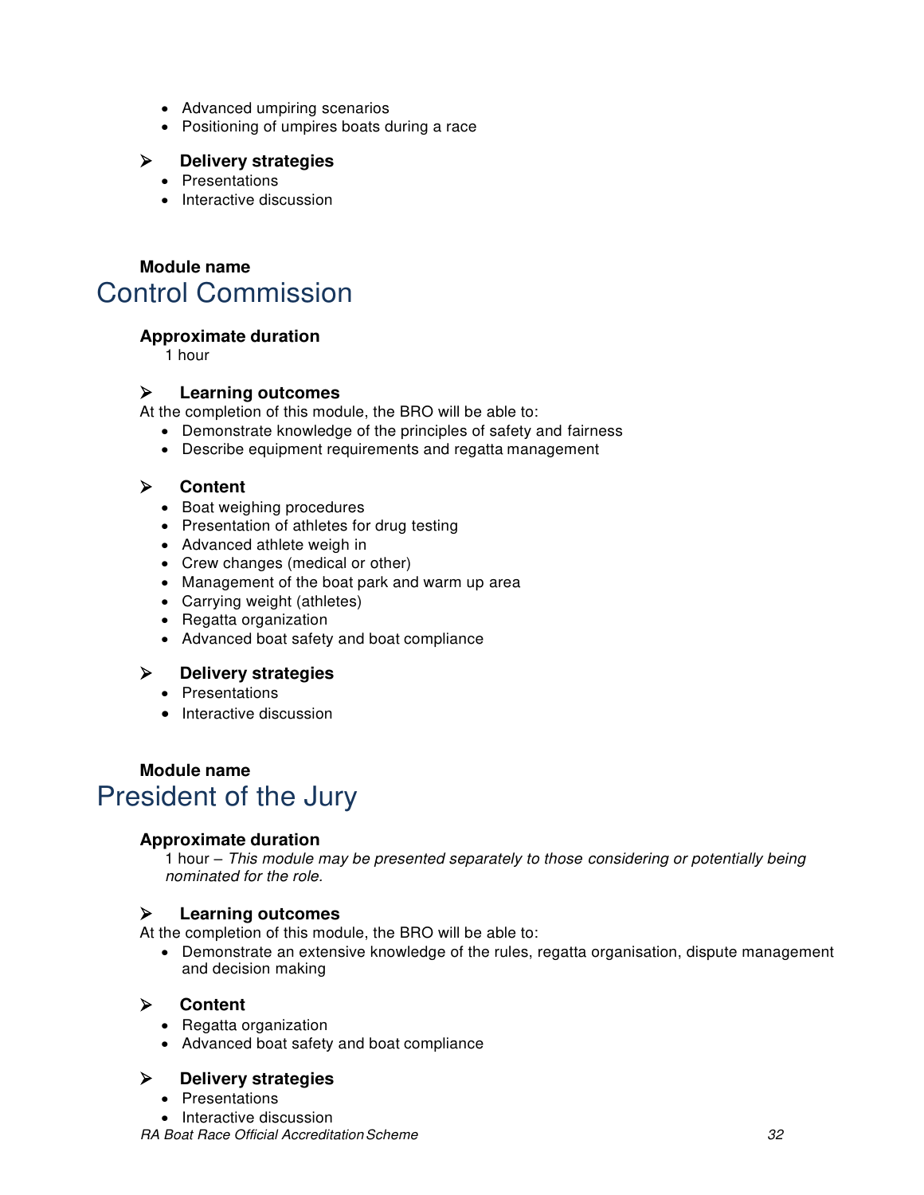- Advanced umpiring scenarios
- Positioning of umpires boats during a race

➢ **Delivery strategies**

- Presentations
- Interactive discussion

**Module name**

## Control Commission

**Approximate duration**

1 hour

➢ **Learning outcomes**

At the completion of this module, the BRO will be able to:

- Demonstrate knowledge of the principles of safety and fairness
- Describe equipment requirements and regatta management

➢ **Content**

- Boat weighing procedures
- Presentation of athletes for drug testing
- Advanced athlete weigh in
- Crew changes (medical or other)
- Management of the boat park and warm up area
- Carrying weight (athletes)
- Regatta organization
- Advanced boat safety and boat compliance

➢ **Delivery strategies**

- Presentations
- Interactive discussion

**Module name**

## President of the Jury

**Approximate duration**

1 hour – *This module may be presented separately to those considering or potentially being nominated for the role.*

➢ **Learning outcomes**

At the completion of this module, the BRO will be able to:

- Demonstrate an extensive knowledge of the rules, regatta organisation, dispute management and decision making

➢ **Content**

- Regatta organization
- Advanced boat safety and boat compliance

➢ **Delivery strategies**

- Presentations
- Interactive discussion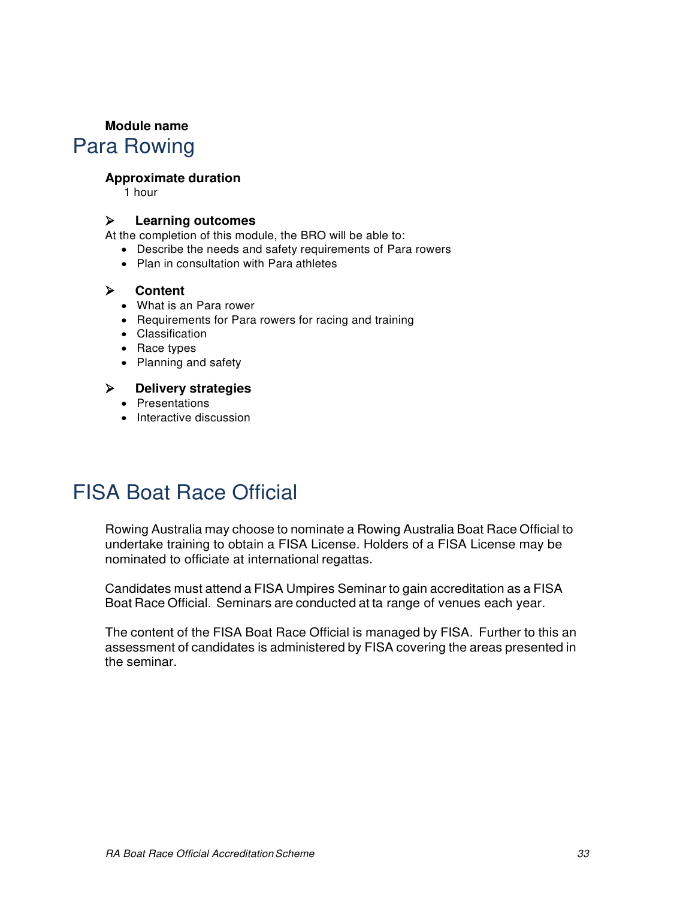**Module name**

# Para Rowing

**Approximate duration**

1 hour

## ➢ Learning outcomes

At the completion of this module, the BRO will be able to:

- Describe the needs and safety requirements of Para rowers
- Plan in consultation with Para athletes

## ➢ Content

- What is an Para rower
- Requirements for Para rowers for racing and training
- Classification
- Race types
- Planning and safety

## ➢ Delivery strategies

- Presentations
- Interactive discussion

# FISA Boat Race Official

Rowing Australia may choose to nominate a Rowing Australia Boat Race Official to undertake training to obtain a FISA License. Holders of a FISA License may be nominated to officiate at international regattas.

Candidates must attend a FISA Umpires Seminar to gain accreditation as a FISA Boat Race Official. Seminars are conducted at ta range of venues each year.

The content of the FISA Boat Race Official is managed by FISA. Further to this an assessment of candidates is administered by FISA covering the areas presented in the seminar.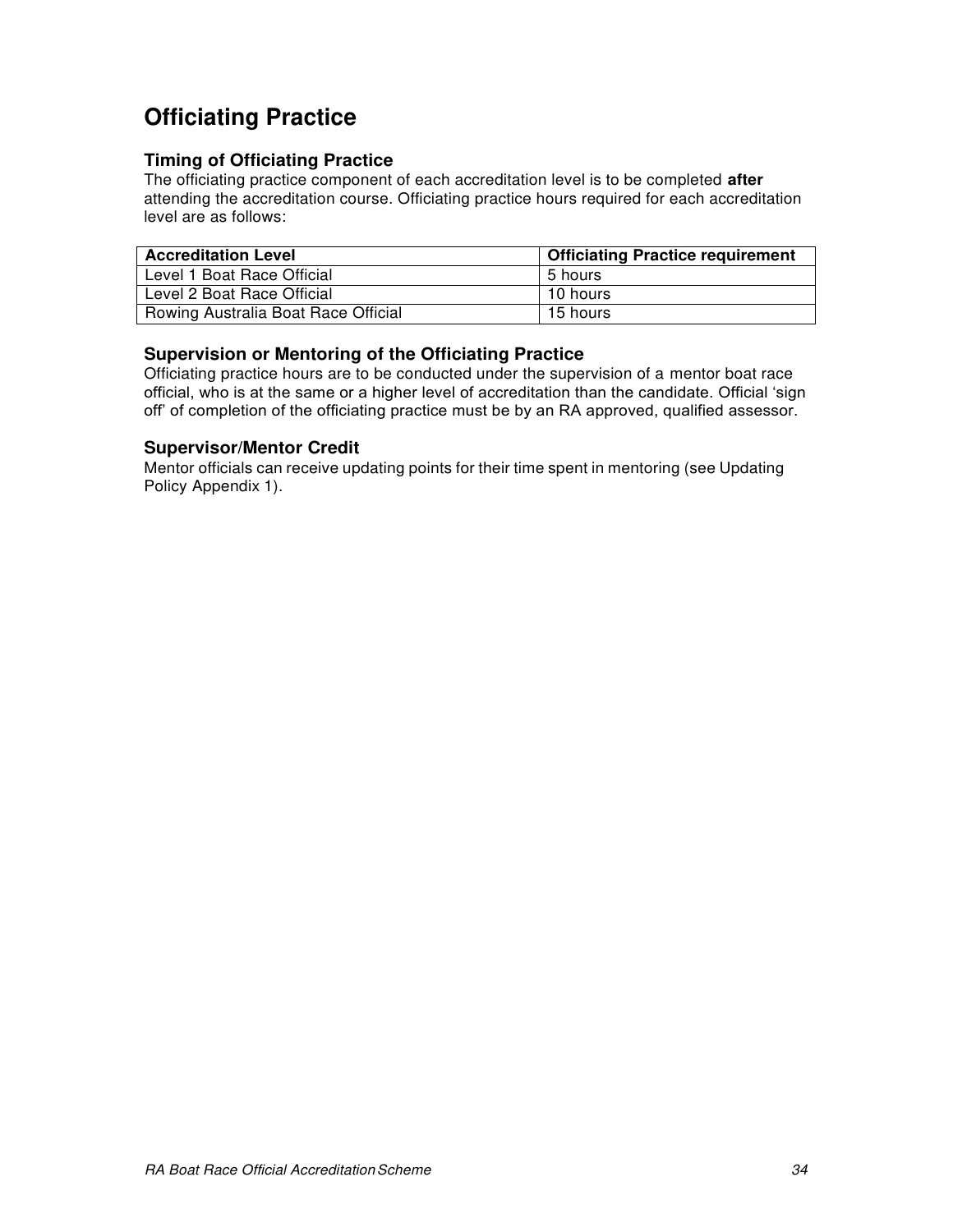# Officiating Practice

### Timing of Officiating Practice

The officiating practice component of each accreditation level is to be completed **after** attending the accreditation course. Officiating practice hours required for each accreditation level are as follows:

| Accreditation Level | Officiating Practice requirement |
| --- | --- |
| Level 1 Boat Race Official | 5 hours |
| Level 2 Boat Race Official | 10 hours |
| Rowing Australia Boat Race Official | 15 hours |

### Supervision or Mentoring of the Officiating Practice

Officiating practice hours are to be conducted under the supervision of a mentor boat race official, who is at the same or a higher level of accreditation than the candidate. Official 'sign off' of completion of the officiating practice must be by an RA approved, qualified assessor.

### Supervisor/Mentor Credit

Mentor officials can receive updating points for their time spent in mentoring (see Updating Policy Appendix 1).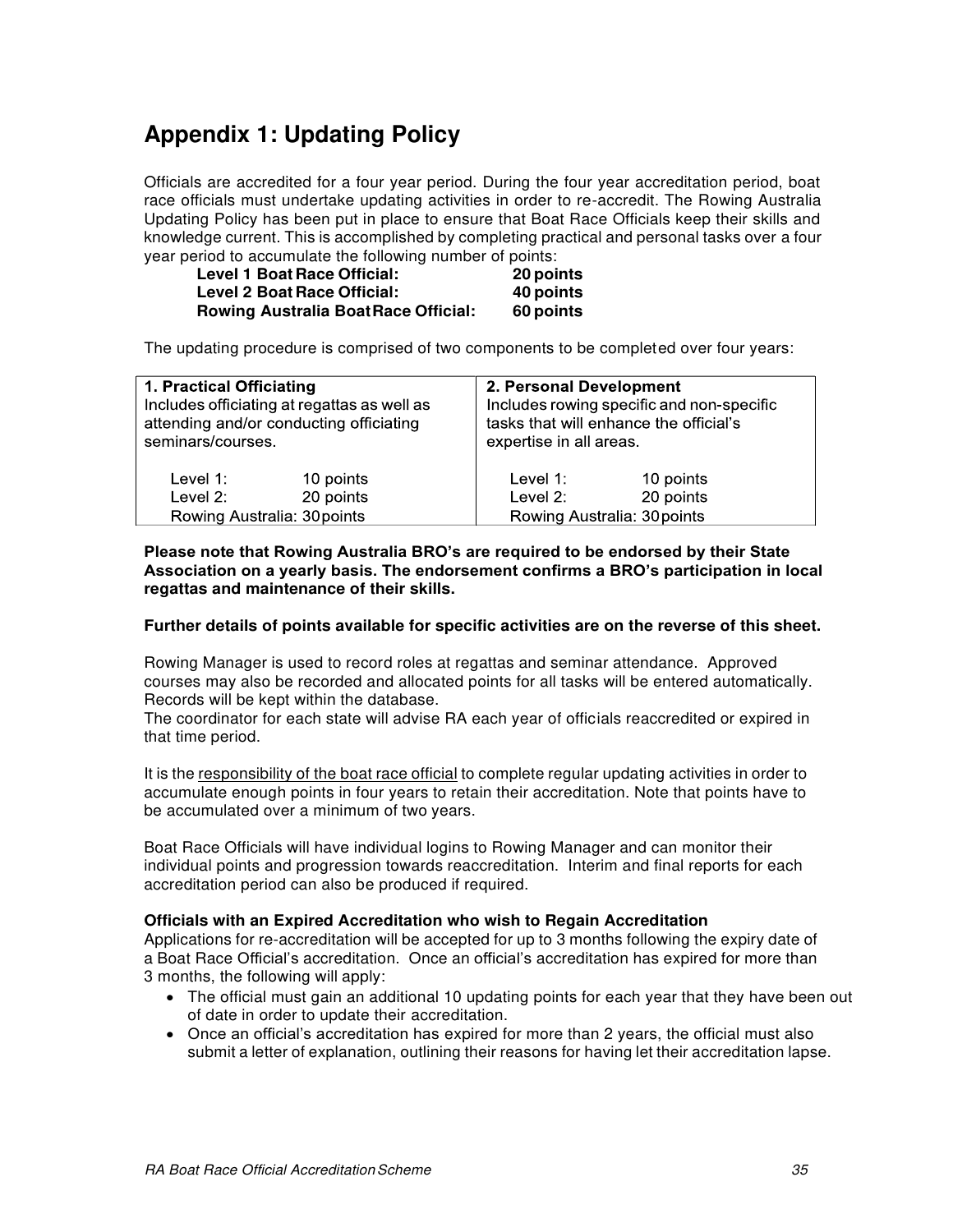# Appendix 1: Updating Policy

Officials are accredited for a four year period. During the four year accreditation period, boat race officials must undertake updating activities in order to re-accredit. The Rowing Australia Updating Policy has been put in place to ensure that Boat Race Officials keep their skills and knowledge current. This is accomplished by completing practical and personal tasks over a four year period to accumulate the following number of points:

| | |
|---|---|
| **Level 1 Boat Race Official:** | **20 points** |
| **Level 2 Boat Race Official:** | **40 points** |
| **Rowing Australia Boat Race Official:** | **60 points** |

The updating procedure is comprised of two components to be completed over four years:

| **1. Practical Officiating** | **2. Personal Development** |
|---|---|
| Includes officiating at regattas as well as attending and/or conducting officiating seminars/courses. | Includes rowing specific and non-specific tasks that will enhance the official's expertise in all areas. |
| Level 1: 10 points | Level 1: 10 points |
| Level 2: 20 points | Level 2: 20 points |
| Rowing Australia: 30 points | Rowing Australia: 30 points |

**Please note that Rowing Australia BRO's are required to be endorsed by their State Association on a yearly basis. The endorsement confirms a BRO's participation in local regattas and maintenance of their skills.**

**Further details of points available for specific activities are on the reverse of this sheet.**

Rowing Manager is used to record roles at regattas and seminar attendance. Approved courses may also be recorded and allocated points for all tasks will be entered automatically. Records will be kept within the database.
The coordinator for each state will advise RA each year of officials reaccredited or expired in that time period.

It is the <u>responsibility of the boat race official</u> to complete regular updating activities in order to accumulate enough points in four years to retain their accreditation. Note that points have to be accumulated over a minimum of two years.

Boat Race Officials will have individual logins to Rowing Manager and can monitor their individual points and progression towards reaccreditation. Interim and final reports for each accreditation period can also be produced if required.

### Officials with an Expired Accreditation who wish to Regain Accreditation

Applications for re-accreditation will be accepted for up to 3 months following the expiry date of a Boat Race Official's accreditation. Once an official's accreditation has expired for more than 3 months, the following will apply:

- The official must gain an additional 10 updating points for each year that they have been out of date in order to update their accreditation.
- Once an official's accreditation has expired for more than 2 years, the official must also submit a letter of explanation, outlining their reasons for having let their accreditation lapse.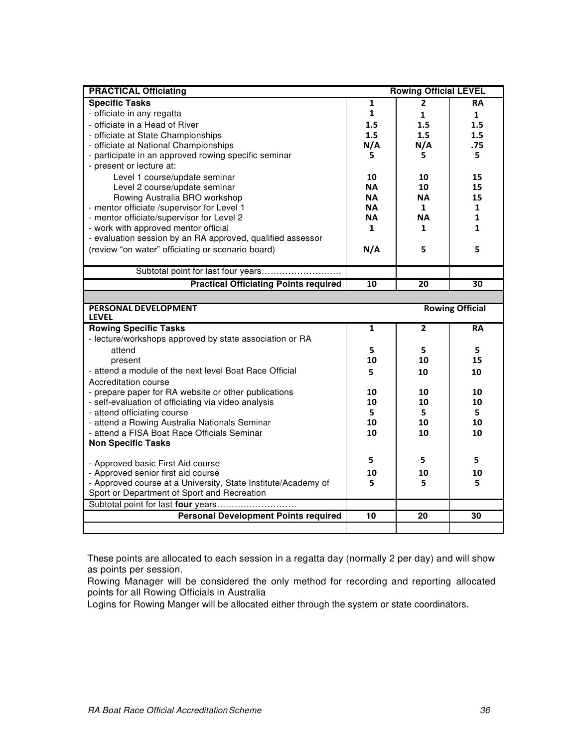| PRACTICAL Officiating | Rowing Official LEVEL | | |
|---|---|---|---|
| **Specific Tasks** | **1** | **2** | **RA** |
| - officiate in any regatta | 1 | 1 | 1 |
| - officiate in a Head of River | 1.5 | 1.5 | 1.5 |
| - officiate at State Championships | 1.5 | 1.5 | 1.5 |
| - officiate at National Championships | N/A | N/A | .75 |
| - participate in an approved rowing specific seminar | 5 | 5 | 5 |
| - present or lecture at: | | | |
| Level 1 course/update seminar | 10 | 10 | 15 |
| Level 2 course/update seminar | NA | 10 | 15 |
| Rowing Australia BRO workshop | NA | NA | 15 |
| - mentor officiate /supervisor for Level 1 | NA | 1 | 1 |
| - mentor officiate/supervisor for Level 2 | NA | NA | 1 |
| - work with approved mentor official | 1 | 1 | 1 |
| - evaluation session by an RA approved, qualified assessor (review "on water" officiating or scenario board) | N/A | 5 | 5 |
| Subtotal point for last four years……………………… | | | |
| **Practical Officiating Points required** | **10** | **20** | **30** |

| PERSONAL DEVELOPMENT LEVEL | Rowing Official | | |
|---|---|---|---|
| **Rowing Specific Tasks** | **1** | **2** | **RA** |
| - lecture/workshops approved by state association or RA | | | |
| attend | 5 | 5 | 5 |
| present | 10 | 10 | 15 |
| - attend a module of the next level Boat Race Official Accreditation course | 5 | 10 | 10 |
| - prepare paper for RA website or other publications | 10 | 10 | 10 |
| - self-evaluation of officiating via video analysis | 10 | 10 | 10 |
| - attend officiating course | 5 | 5 | 5 |
| - attend a Rowing Australia Nationals Seminar | 10 | 10 | 10 |
| - attend a FISA Boat Race Officials Seminar | 10 | 10 | 10 |
| **Non Specific Tasks** | | | |
| - Approved basic First Aid course | 5 | 5 | 5 |
| - Approved senior first aid course | 10 | 10 | 10 |
| - Approved course at a University, State Institute/Academy of Sport or Department of Sport and Recreation | 5 | 5 | 5 |
| Subtotal point for last **four** years……………………… | | | |
| **Personal Development Points required** | **10** | **20** | **30** |

These points are allocated to each session in a regatta day (normally 2 per day) and will show as points per session.

Rowing Manager will be considered the only method for recording and reporting allocated points for all Rowing Officials in Australia

Logins for Rowing Manger will be allocated either through the system or state coordinators.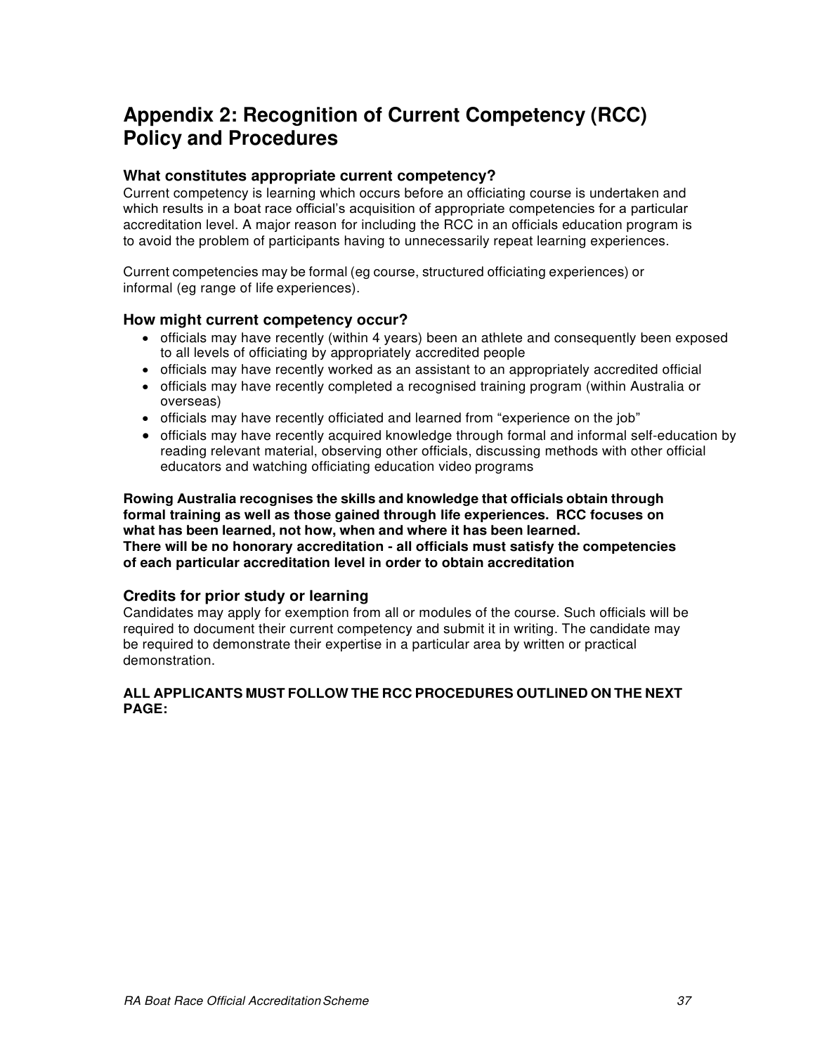# Appendix 2: Recognition of Current Competency (RCC) Policy and Procedures

### What constitutes appropriate current competency?

Current competency is learning which occurs before an officiating course is undertaken and which results in a boat race official's acquisition of appropriate competencies for a particular accreditation level. A major reason for including the RCC in an officials education program is to avoid the problem of participants having to unnecessarily repeat learning experiences.

Current competencies may be formal (eg course, structured officiating experiences) or informal (eg range of life experiences).

### How might current competency occur?

- officials may have recently (within 4 years) been an athlete and consequently been exposed to all levels of officiating by appropriately accredited people
- officials may have recently worked as an assistant to an appropriately accredited official
- officials may have recently completed a recognised training program (within Australia or overseas)
- officials may have recently officiated and learned from "experience on the job"
- officials may have recently acquired knowledge through formal and informal self-education by reading relevant material, observing other officials, discussing methods with other official educators and watching officiating education video programs

**Rowing Australia recognises the skills and knowledge that officials obtain through formal training as well as those gained through life experiences. RCC focuses on what has been learned, not how, when and where it has been learned.**
**There will be no honorary accreditation - all officials must satisfy the competencies of each particular accreditation level in order to obtain accreditation**

### Credits for prior study or learning

Candidates may apply for exemption from all or modules of the course. Such officials will be required to document their current competency and submit it in writing. The candidate may be required to demonstrate their expertise in a particular area by written or practical demonstration.

**ALL APPLICANTS MUST FOLLOW THE RCC PROCEDURES OUTLINED ON THE NEXT PAGE:**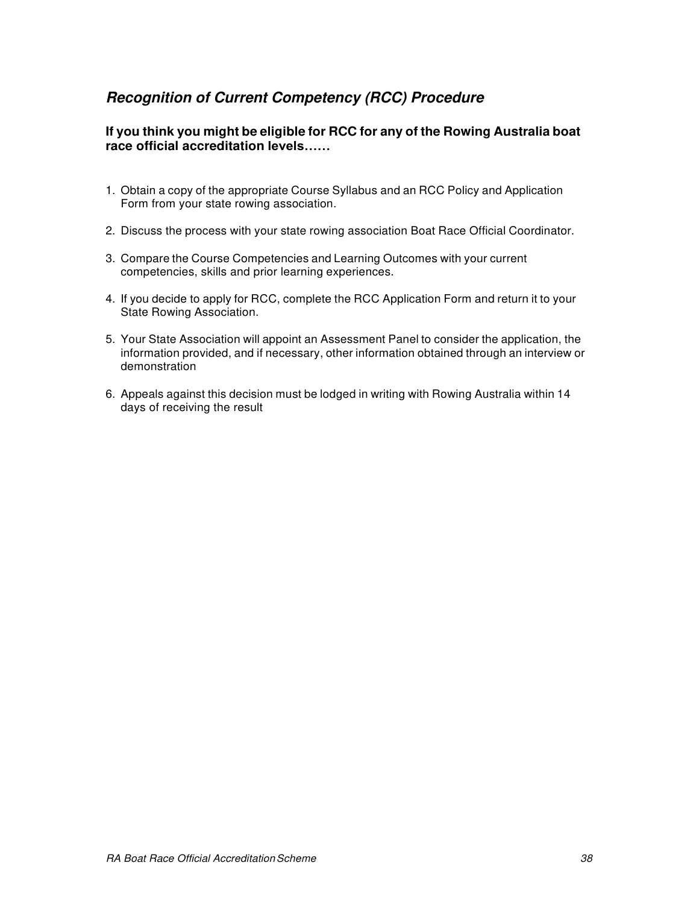## *Recognition of Current Competency (RCC) Procedure*

**If you think you might be eligible for RCC for any of the Rowing Australia boat race official accreditation levels……**

1. Obtain a copy of the appropriate Course Syllabus and an RCC Policy and Application Form from your state rowing association.

2. Discuss the process with your state rowing association Boat Race Official Coordinator.

3. Compare the Course Competencies and Learning Outcomes with your current competencies, skills and prior learning experiences.

4. If you decide to apply for RCC, complete the RCC Application Form and return it to your State Rowing Association.

5. Your State Association will appoint an Assessment Panel to consider the application, the information provided, and if necessary, other information obtained through an interview or demonstration

6. Appeals against this decision must be lodged in writing with Rowing Australia within 14 days of receiving the result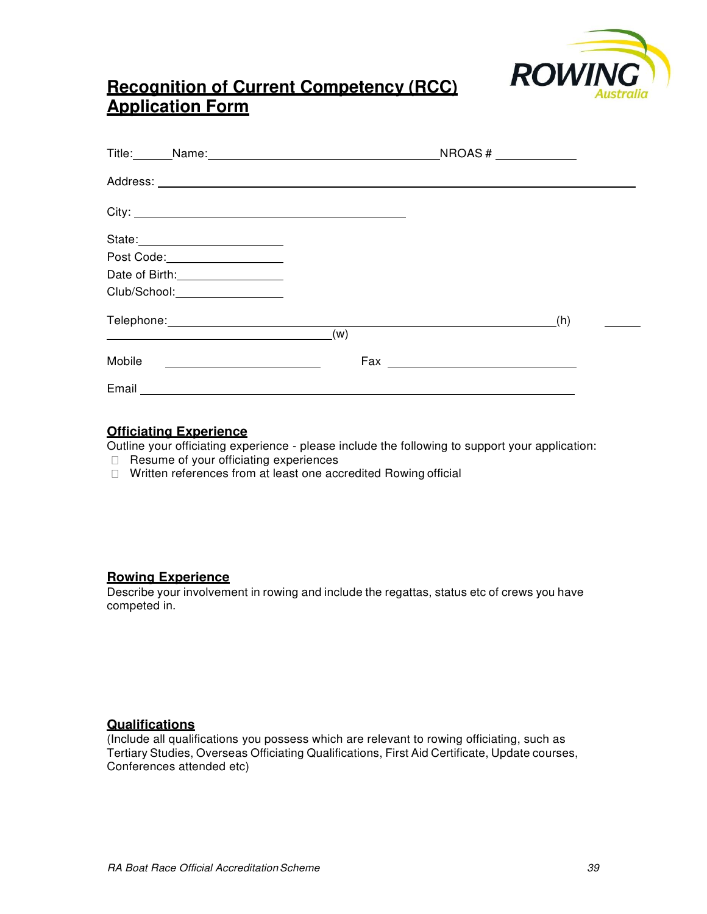# **Recognition of Current Competency (RCC) Application Form**

ROWING Australia

Title:______Name:_______________________________________NROAS # _____________

Address: ____________________________________________________________________

City: _______________________________________________

State:________________________

Post Code:____________________

Date of Birth:_________________

Club/School:_________________

Telephone:____________________________________________________________(h) ______

_______________________________________(w)

Mobile ____________________________ Fax ______________________________

Email ________________________________________________________________

## **Officiating Experience**

Outline your officiating experience - please include the following to support your application:

- Resume of your officiating experiences
- Written references from at least one accredited Rowing official

## **Rowing Experience**

Describe your involvement in rowing and include the regattas, status etc of crews you have competed in.

## **Qualifications**

(Include all qualifications you possess which are relevant to rowing officiating, such as Tertiary Studies, Overseas Officiating Qualifications, First Aid Certificate, Update courses, Conferences attended etc)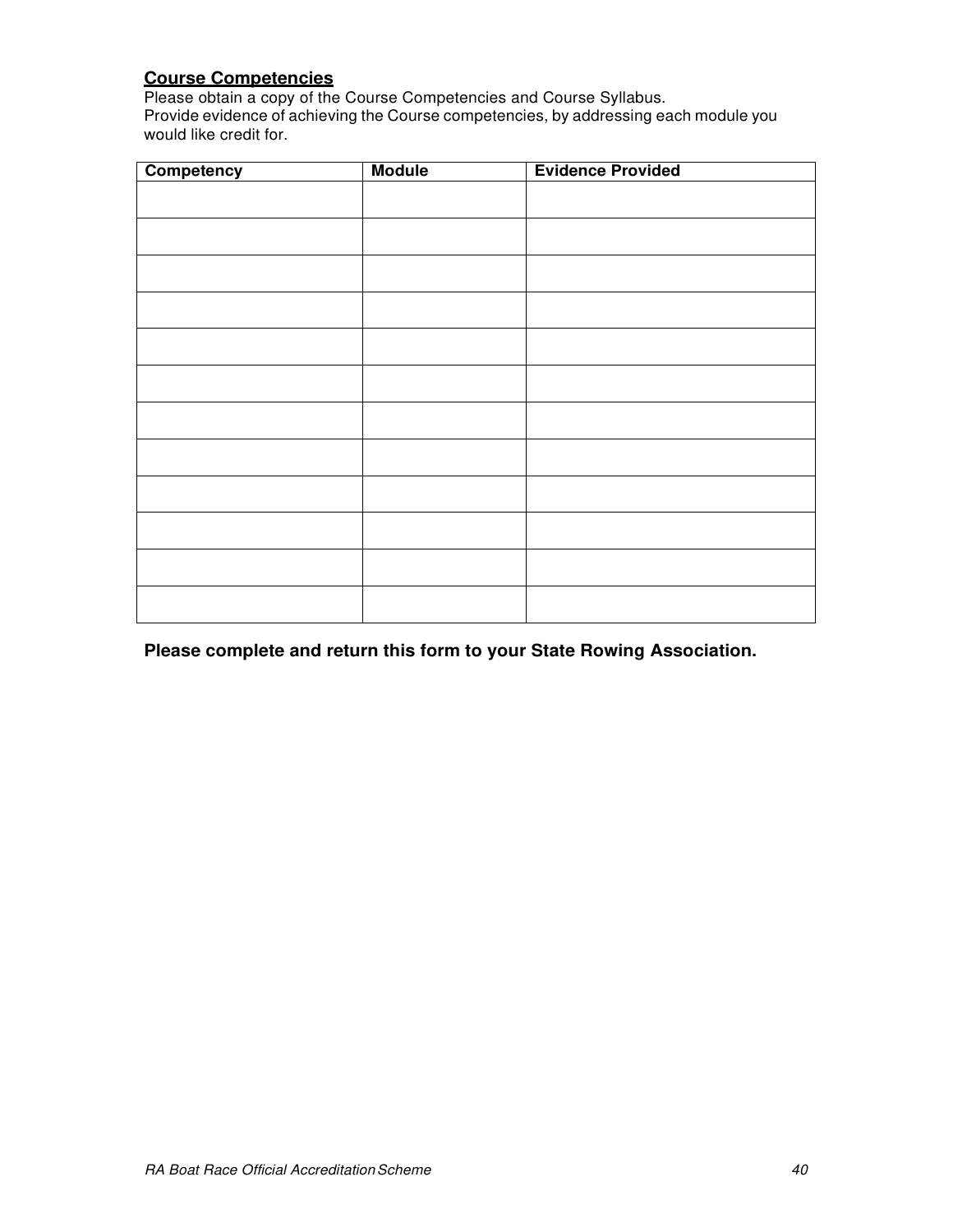## Course Competencies

Please obtain a copy of the Course Competencies and Course Syllabus.
Provide evidence of achieving the Course competencies, by addressing each module you would like credit for.

| Competency | Module | Evidence Provided |
|---|---|---|
| | | |
| | | |
| | | |
| | | |
| | | |
| | | |
| | | |
| | | |
| | | |
| | | |
| | | |
| | | |

**Please complete and return this form to your State Rowing Association.**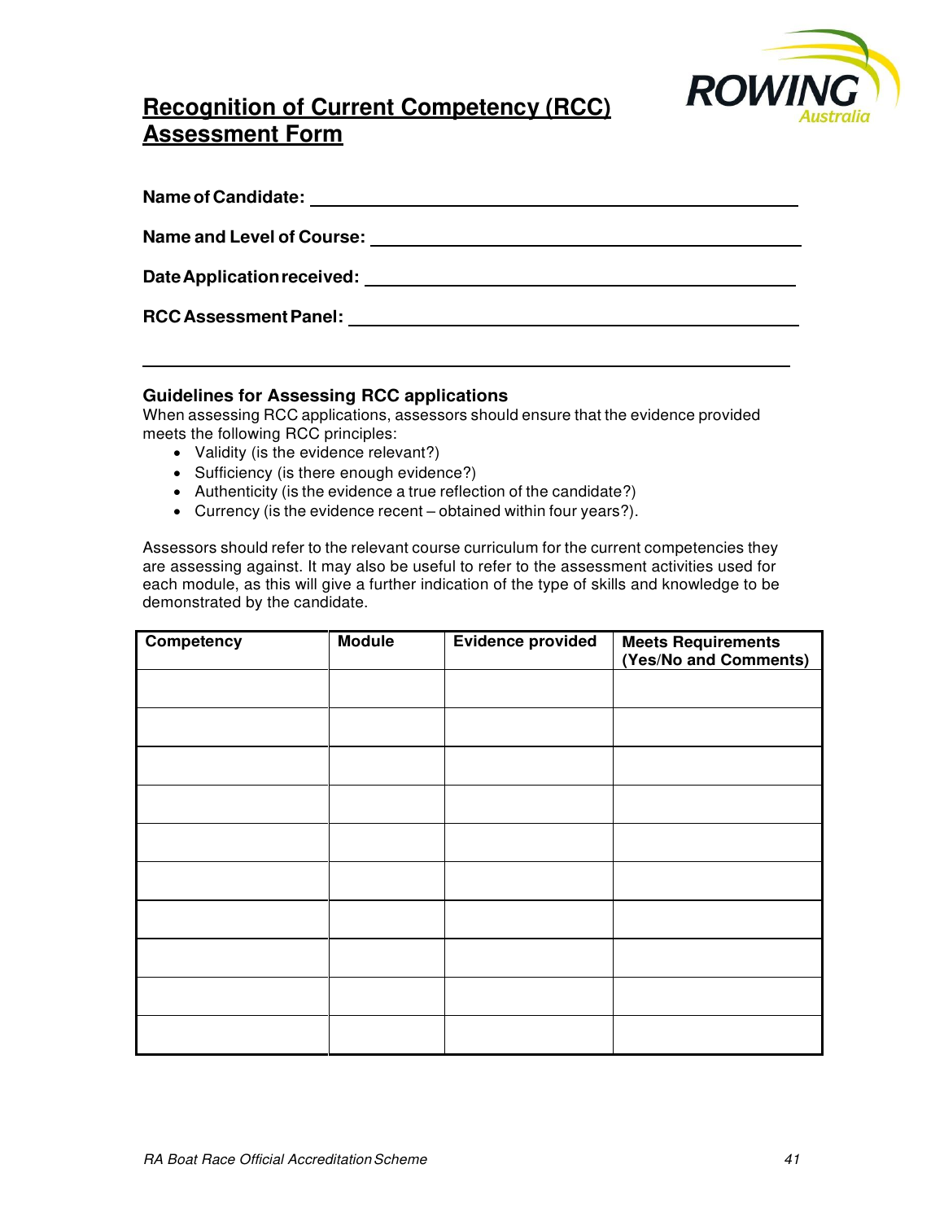# Recognition of Current Competency (RCC) Assessment Form

**Name of Candidate:** ______________________________________________

**Name and Level of Course:** ______________________________________________

**Date Application received:** ______________________________________________

**RCC Assessment Panel:** ______________________________________________

______________________________________________

### Guidelines for Assessing RCC applications

When assessing RCC applications, assessors should ensure that the evidence provided meets the following RCC principles:

- Validity (is the evidence relevant?)
- Sufficiency (is there enough evidence?)
- Authenticity (is the evidence a true reflection of the candidate?)
- Currency (is the evidence recent – obtained within four years?).

Assessors should refer to the relevant course curriculum for the current competencies they are assessing against. It may also be useful to refer to the assessment activities used for each module, as this will give a further indication of the type of skills and knowledge to be demonstrated by the candidate.

| Competency | Module | Evidence provided | Meets Requirements (Yes/No and Comments) |
|---|---|---|---|
| | | | |
| | | | |
| | | | |
| | | | |
| | | | |
| | | | |
| | | | |
| | | | |
| | | | |
| | | | |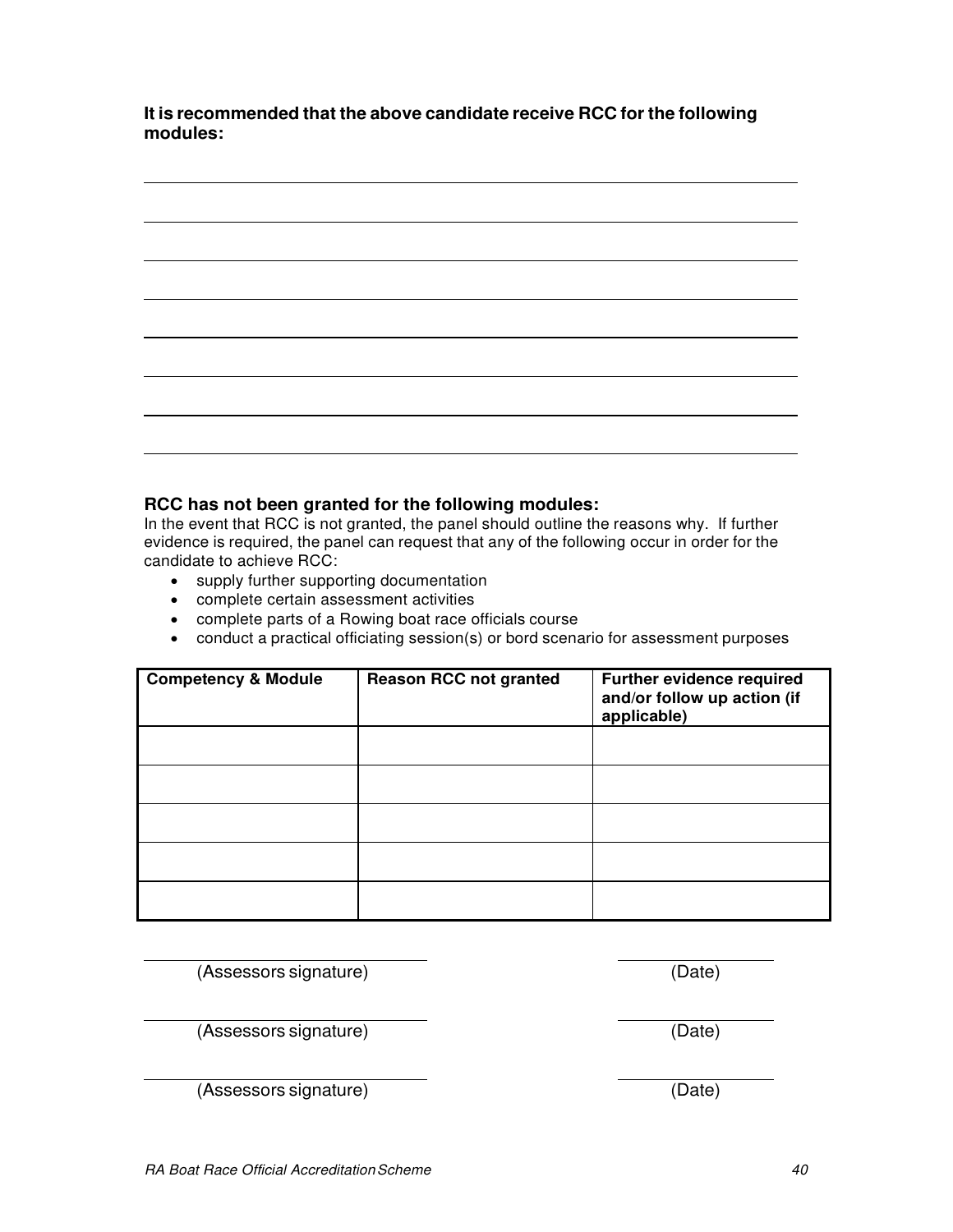**It is recommended that the above candidate receive RCC for the following modules:**

______________________________________________________________________

______________________________________________________________________

______________________________________________________________________

______________________________________________________________________

______________________________________________________________________

______________________________________________________________________

______________________________________________________________________

______________________________________________________________________

**RCC has not been granted for the following modules:**

In the event that RCC is not granted, the panel should outline the reasons why. If further evidence is required, the panel can request that any of the following occur in order for the candidate to achieve RCC:

- supply further supporting documentation
- complete certain assessment activities
- complete parts of a Rowing boat race officials course
- conduct a practical officiating session(s) or bord scenario for assessment purposes

| Competency & Module | Reason RCC not granted | Further evidence required and/or follow up action (if applicable) |
|---|---|---|
| | | |
| | | |
| | | |
| | | |
| | | |

______________________ (Assessors signature) ______________ (Date)

______________________ (Assessors signature) ______________ (Date)

______________________ (Assessors signature) ______________ (Date)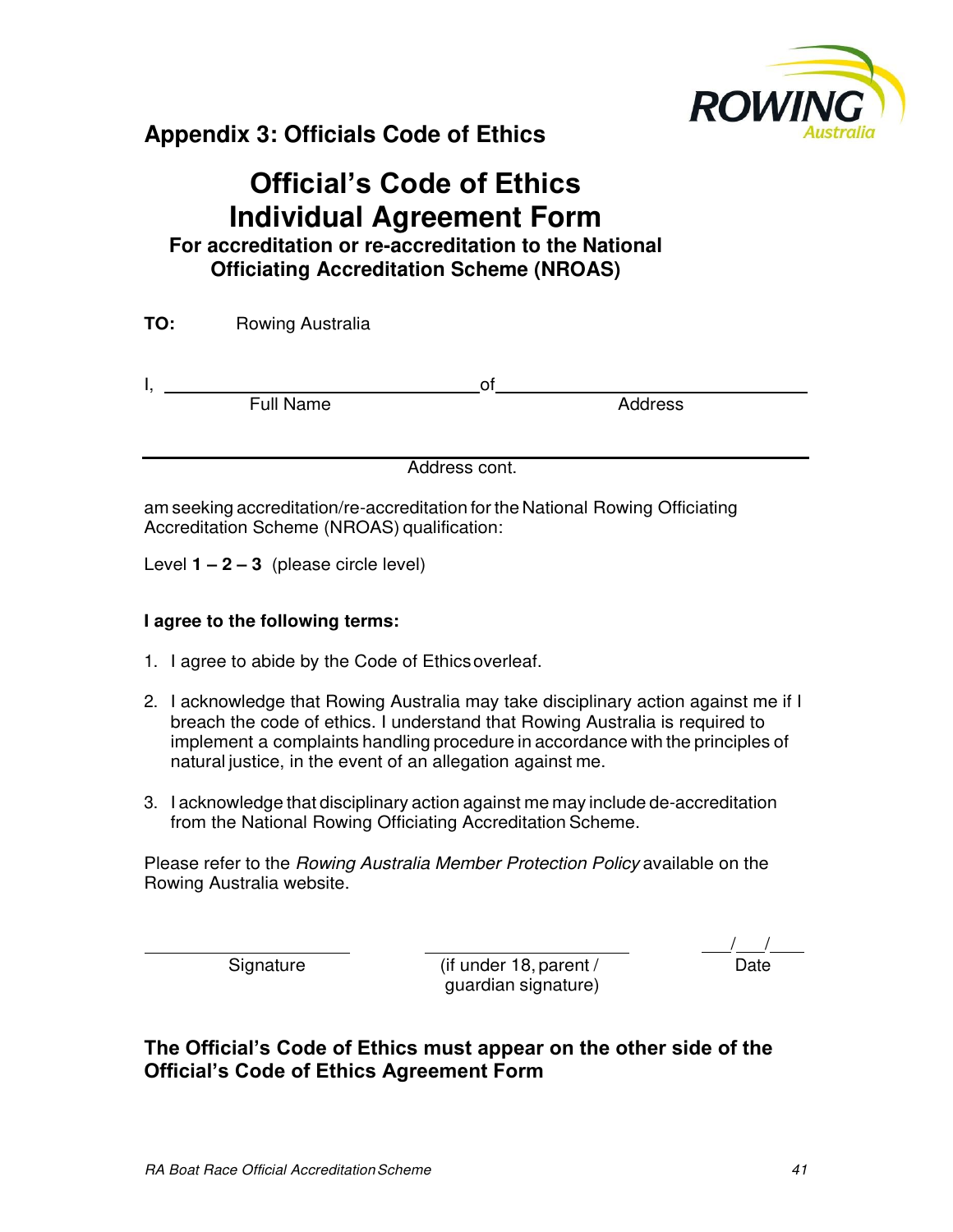## Appendix 3: Officials Code of Ethics

# Official's Code of Ethics Individual Agreement Form

### For accreditation or re-accreditation to the National Officiating Accreditation Scheme (NROAS)

**TO:** Rowing Australia

I, ________________________________ of ________________________________

Full Name                                        Address

______________________________________________________________________

Address cont.

am seeking accreditation/re-accreditation for the National Rowing Officiating Accreditation Scheme (NROAS) qualification:

Level **1 – 2 – 3** (please circle level)

**I agree to the following terms:**

1. I agree to abide by the Code of Ethics overleaf.
2. I acknowledge that Rowing Australia may take disciplinary action against me if I breach the code of ethics. I understand that Rowing Australia is required to implement a complaints handling procedure in accordance with the principles of natural justice, in the event of an allegation against me.
3. I acknowledge that disciplinary action against me may include de-accreditation from the National Rowing Officiating Accreditation Scheme.

Please refer to the *Rowing Australia Member Protection Policy* available on the Rowing Australia website.

____________________        ____________________        ___/___/___

Signature        (if under 18, parent / guardian signature)        Date

**The Official's Code of Ethics must appear on the other side of the Official's Code of Ethics Agreement Form**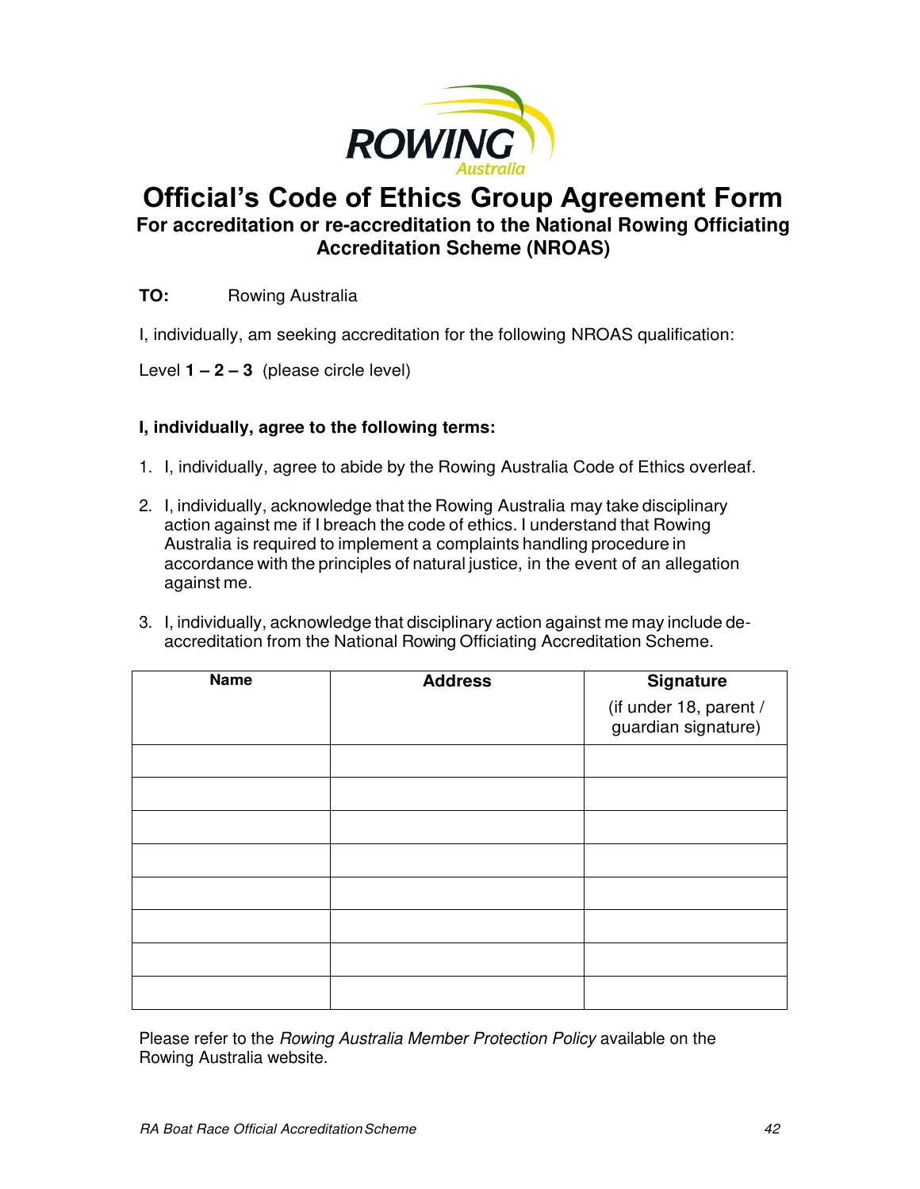# Official's Code of Ethics Group Agreement Form

## For accreditation or re-accreditation to the National Rowing Officiating Accreditation Scheme (NROAS)

**TO:** Rowing Australia

I, individually, am seeking accreditation for the following NROAS qualification:

Level **1 – 2 – 3** (please circle level)

**I, individually, agree to the following terms:**

1. I, individually, agree to abide by the Rowing Australia Code of Ethics overleaf.
2. I, individually, acknowledge that the Rowing Australia may take disciplinary action against me if I breach the code of ethics. I understand that Rowing Australia is required to implement a complaints handling procedure in accordance with the principles of natural justice, in the event of an allegation against me.
3. I, individually, acknowledge that disciplinary action against me may include de-accreditation from the National Rowing Officiating Accreditation Scheme.

| Name | Address | Signature (if under 18, parent / guardian signature) |
|---|---|---|
| | | |
| | | |
| | | |
| | | |
| | | |
| | | |
| | | |
| | | |

Please refer to the *Rowing Australia Member Protection Policy* available on the Rowing Australia website.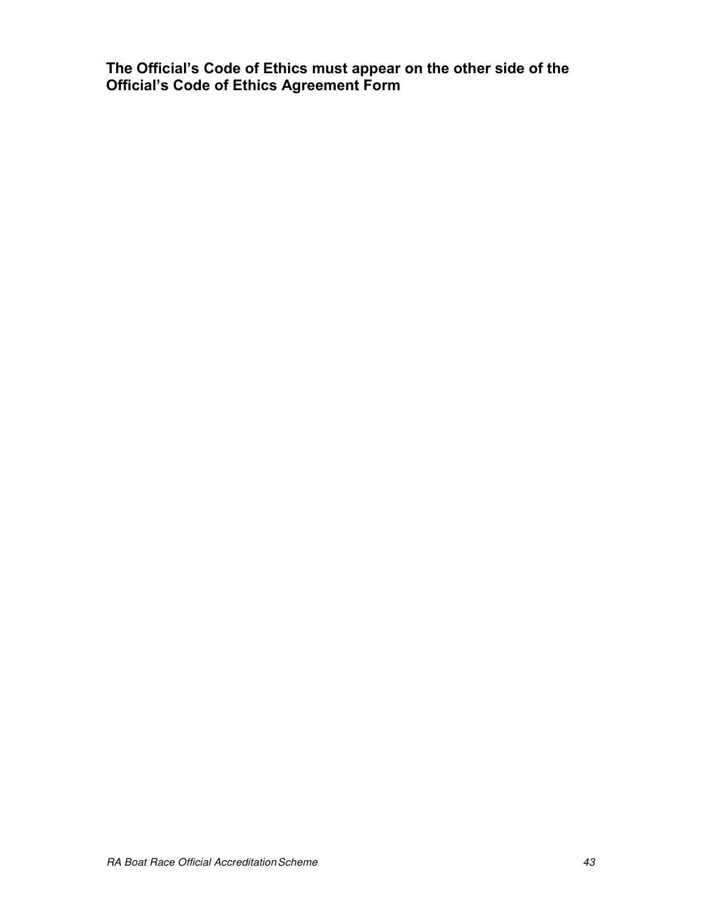**The Official's Code of Ethics must appear on the other side of the Official's Code of Ethics Agreement Form**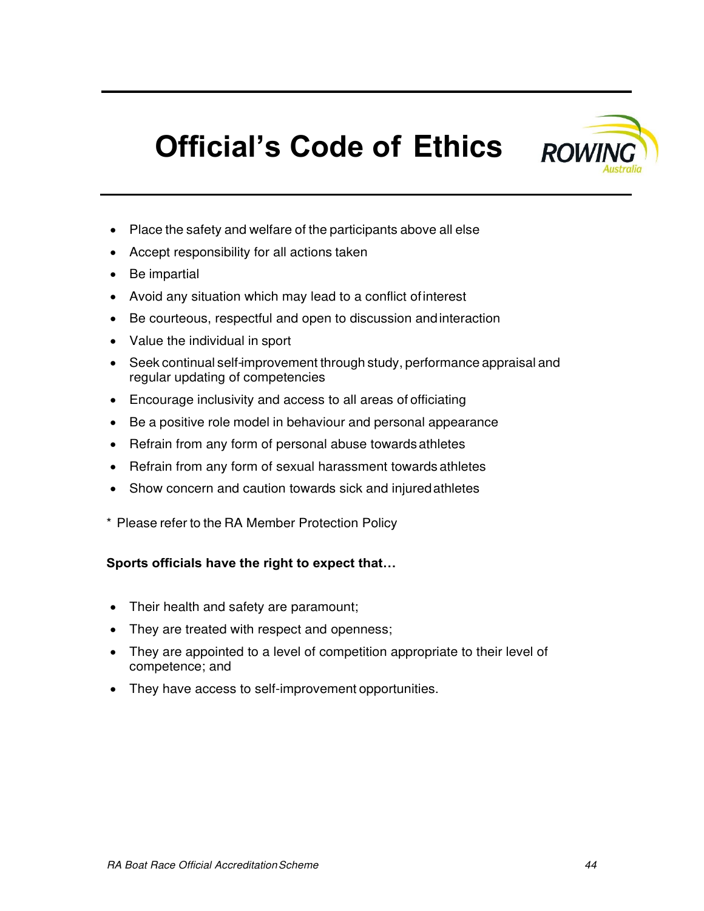# Official's Code of Ethics

- Place the safety and welfare of the participants above all else
- Accept responsibility for all actions taken
- Be impartial
- Avoid any situation which may lead to a conflict of interest
- Be courteous, respectful and open to discussion and interaction
- Value the individual in sport
- Seek continual self-improvement through study, performance appraisal and regular updating of competencies
- Encourage inclusivity and access to all areas of officiating
- Be a positive role model in behaviour and personal appearance
- Refrain from any form of personal abuse towards athletes
- Refrain from any form of sexual harassment towards athletes
- Show concern and caution towards sick and injured athletes

\* Please refer to the RA Member Protection Policy

**Sports officials have the right to expect that…**

- Their health and safety are paramount;
- They are treated with respect and openness;
- They are appointed to a level of competition appropriate to their level of competence; and
- They have access to self-improvement opportunities.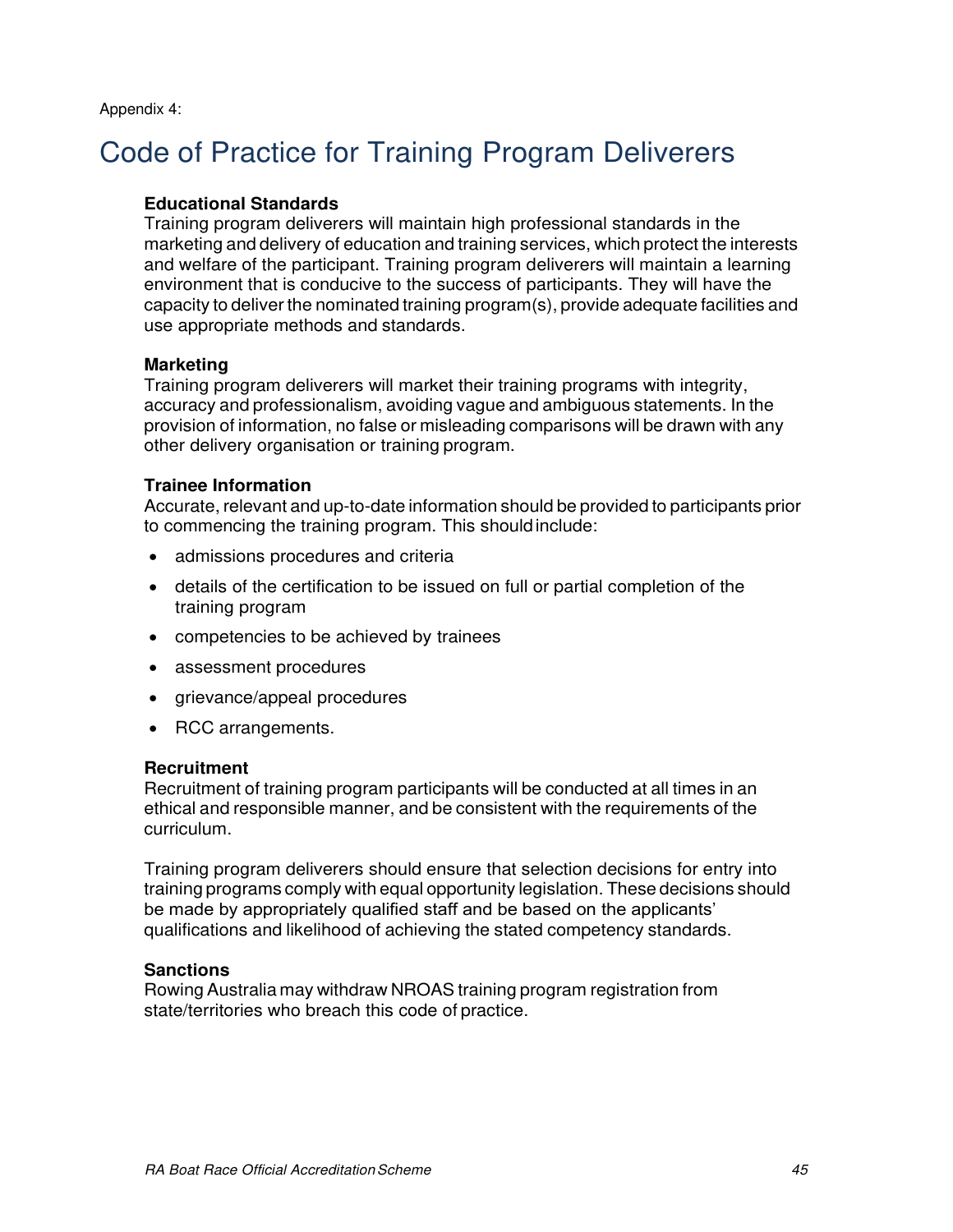Appendix 4:

# Code of Practice for Training Program Deliverers

**Educational Standards**

Training program deliverers will maintain high professional standards in the marketing and delivery of education and training services, which protect the interests and welfare of the participant. Training program deliverers will maintain a learning environment that is conducive to the success of participants. They will have the capacity to deliver the nominated training program(s), provide adequate facilities and use appropriate methods and standards.

**Marketing**

Training program deliverers will market their training programs with integrity, accuracy and professionalism, avoiding vague and ambiguous statements. In the provision of information, no false or misleading comparisons will be drawn with any other delivery organisation or training program.

**Trainee Information**

Accurate, relevant and up-to-date information should be provided to participants prior to commencing the training program. This should include:

- admissions procedures and criteria
- details of the certification to be issued on full or partial completion of the training program
- competencies to be achieved by trainees
- assessment procedures
- grievance/appeal procedures
- RCC arrangements.

**Recruitment**

Recruitment of training program participants will be conducted at all times in an ethical and responsible manner, and be consistent with the requirements of the curriculum.

Training program deliverers should ensure that selection decisions for entry into training programs comply with equal opportunity legislation. These decisions should be made by appropriately qualified staff and be based on the applicants' qualifications and likelihood of achieving the stated competency standards.

**Sanctions**

Rowing Australia may withdraw NROAS training program registration from state/territories who breach this code of practice.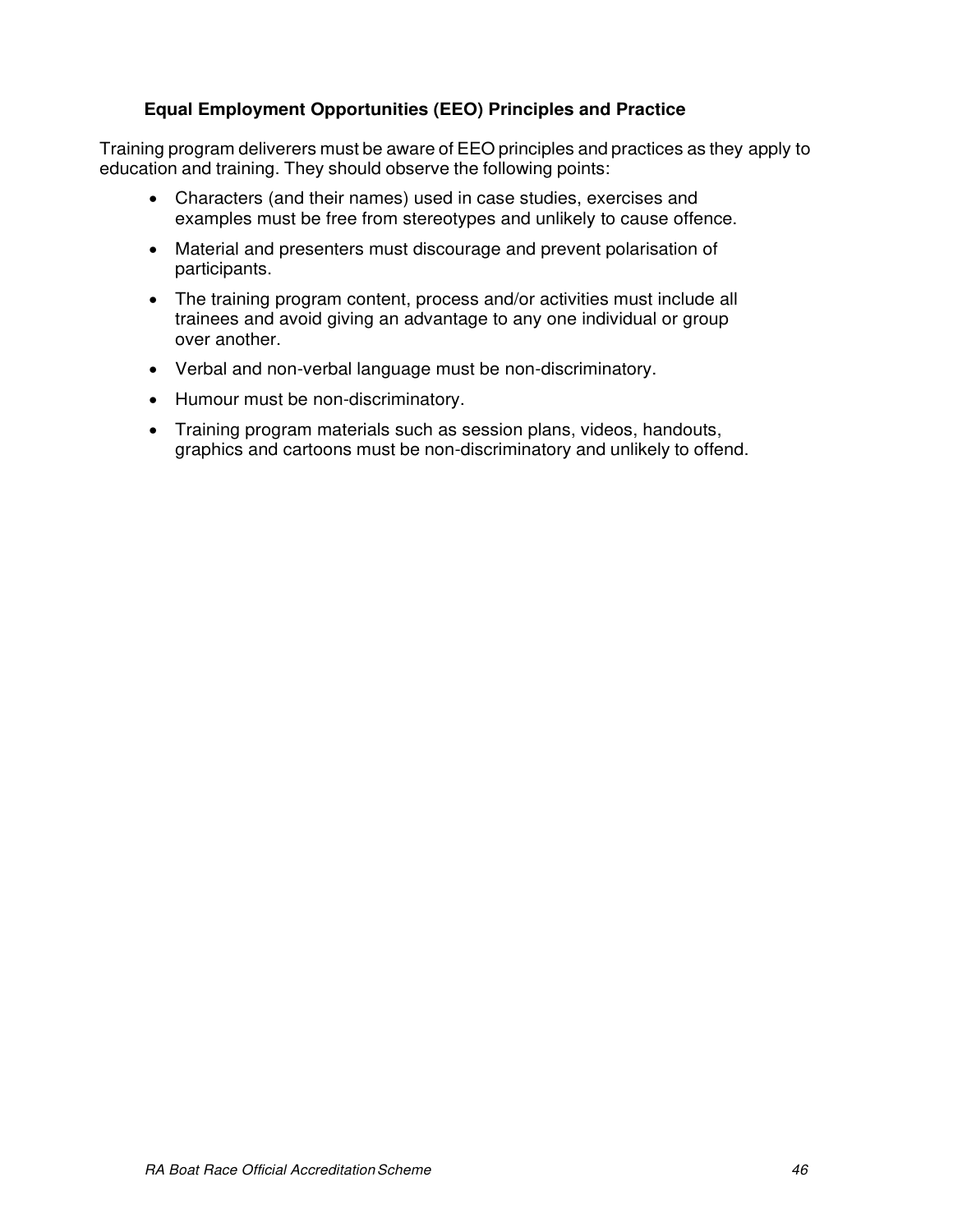### Equal Employment Opportunities (EEO) Principles and Practice

Training program deliverers must be aware of EEO principles and practices as they apply to education and training. They should observe the following points:

- Characters (and their names) used in case studies, exercises and examples must be free from stereotypes and unlikely to cause offence.
- Material and presenters must discourage and prevent polarisation of participants.
- The training program content, process and/or activities must include all trainees and avoid giving an advantage to any one individual or group over another.
- Verbal and non-verbal language must be non-discriminatory.
- Humour must be non-discriminatory.
- Training program materials such as session plans, videos, handouts, graphics and cartoons must be non-discriminatory and unlikely to offend.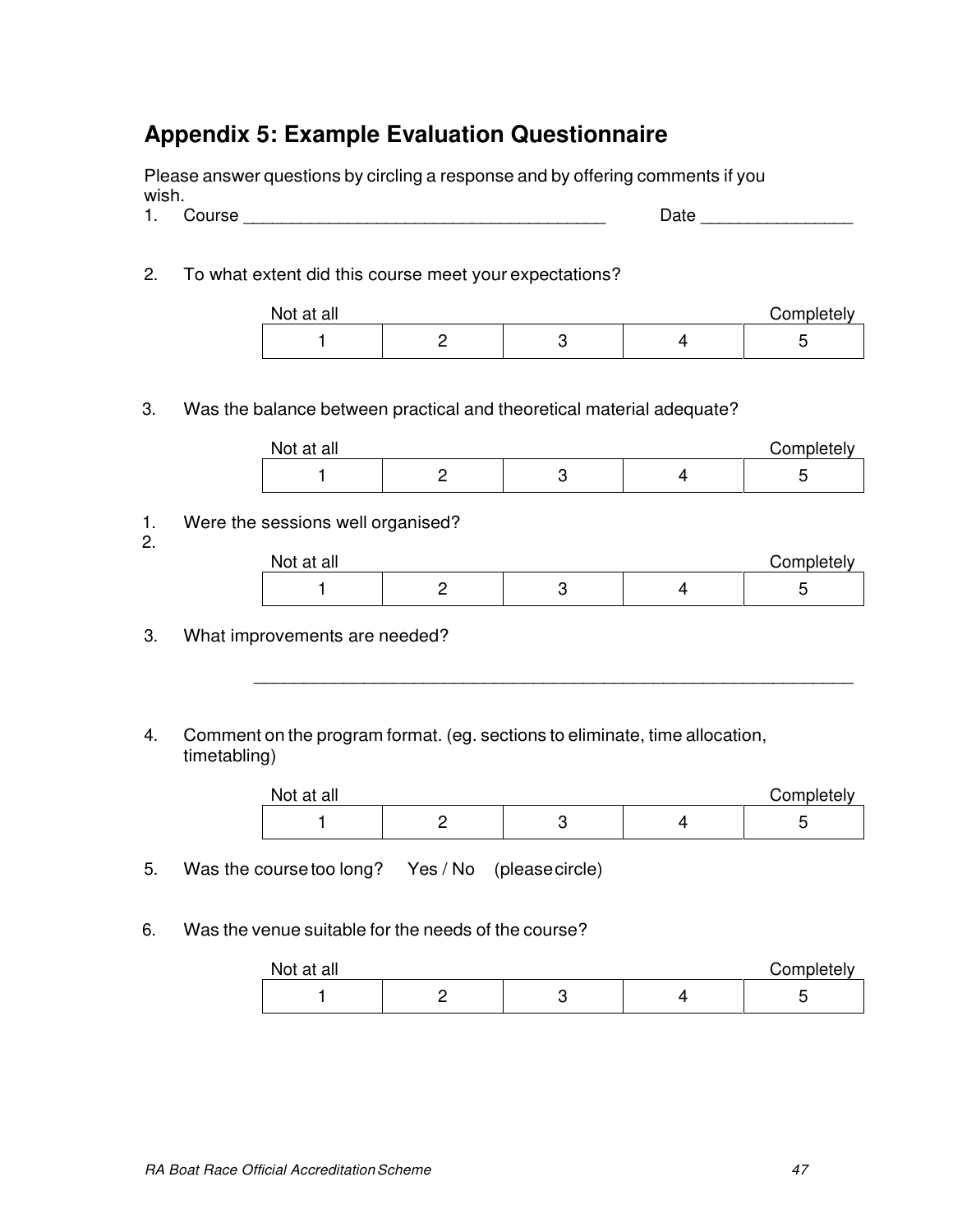## Appendix 5: Example Evaluation Questionnaire

Please answer questions by circling a response and by offering comments if you wish.

1. Course _______________________________________ Date ________________

2. To what extent did this course meet your expectations?

| Not at all | | | | Completely |
|---|---|---|---|---|
| 1 | 2 | 3 | 4 | 5 |

3. Was the balance between practical and theoretical material adequate?

| Not at all | | | | Completely |
|---|---|---|---|---|
| 1 | 2 | 3 | 4 | 5 |

1. Were the sessions well organised?
2.

| Not at all | | | | Completely |
|---|---|---|---|---|
| 1 | 2 | 3 | 4 | 5 |

3. What improvements are needed?

_________________________________________________________________

4. Comment on the program format. (eg. sections to eliminate, time allocation, timetabling)

| Not at all | | | | Completely |
|---|---|---|---|---|
| 1 | 2 | 3 | 4 | 5 |

5. Was the course too long? Yes / No (please circle)

6. Was the venue suitable for the needs of the course?

| Not at all | | | | Completely |
|---|---|---|---|---|
| 1 | 2 | 3 | 4 | 5 |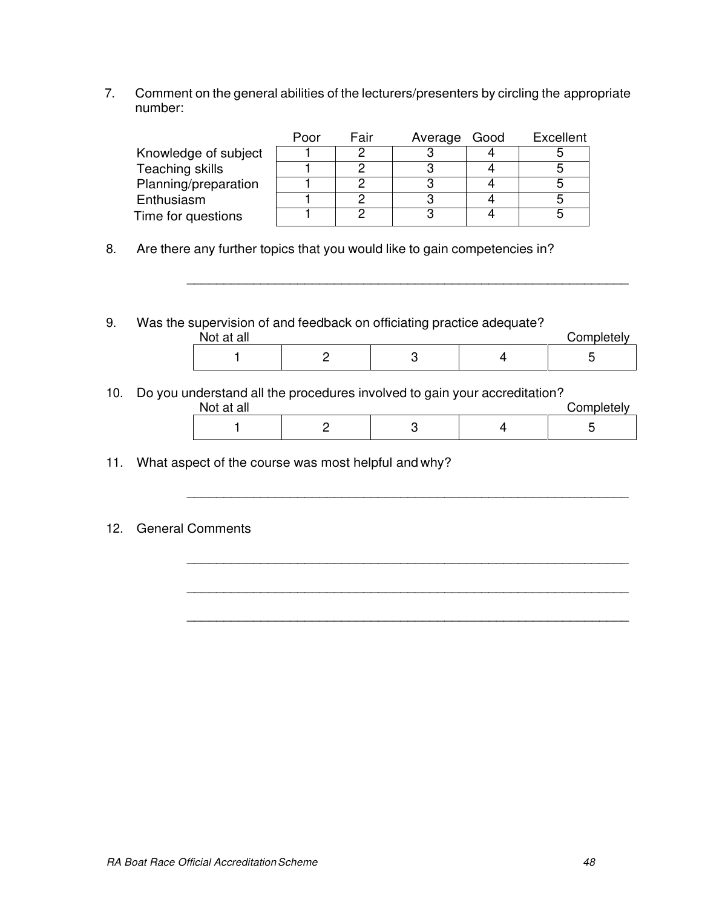7. Comment on the general abilities of the lecturers/presenters by circling the appropriate number:

| | Poor | Fair | Average | Good | Excellent |
|---|---|---|---|---|---|
| Knowledge of subject | 1 | 2 | 3 | 4 | 5 |
| Teaching skills | 1 | 2 | 3 | 4 | 5 |
| Planning/preparation | 1 | 2 | 3 | 4 | 5 |
| Enthusiasm | 1 | 2 | 3 | 4 | 5 |
| Time for questions | 1 | 2 | 3 | 4 | 5 |

8. Are there any further topics that you would like to gain competencies in?

_______________________________________________________________

9. Was the supervision of and feedback on officiating practice adequate?

| Not at all | | | | Completely |
|---|---|---|---|---|
| 1 | 2 | 3 | 4 | 5 |

10. Do you understand all the procedures involved to gain your accreditation?

| Not at all | | | | Completely |
|---|---|---|---|---|
| 1 | 2 | 3 | 4 | 5 |

11. What aspect of the course was most helpful and why?

_______________________________________________________________

12. General Comments

_______________________________________________________________

_______________________________________________________________

_______________________________________________________________